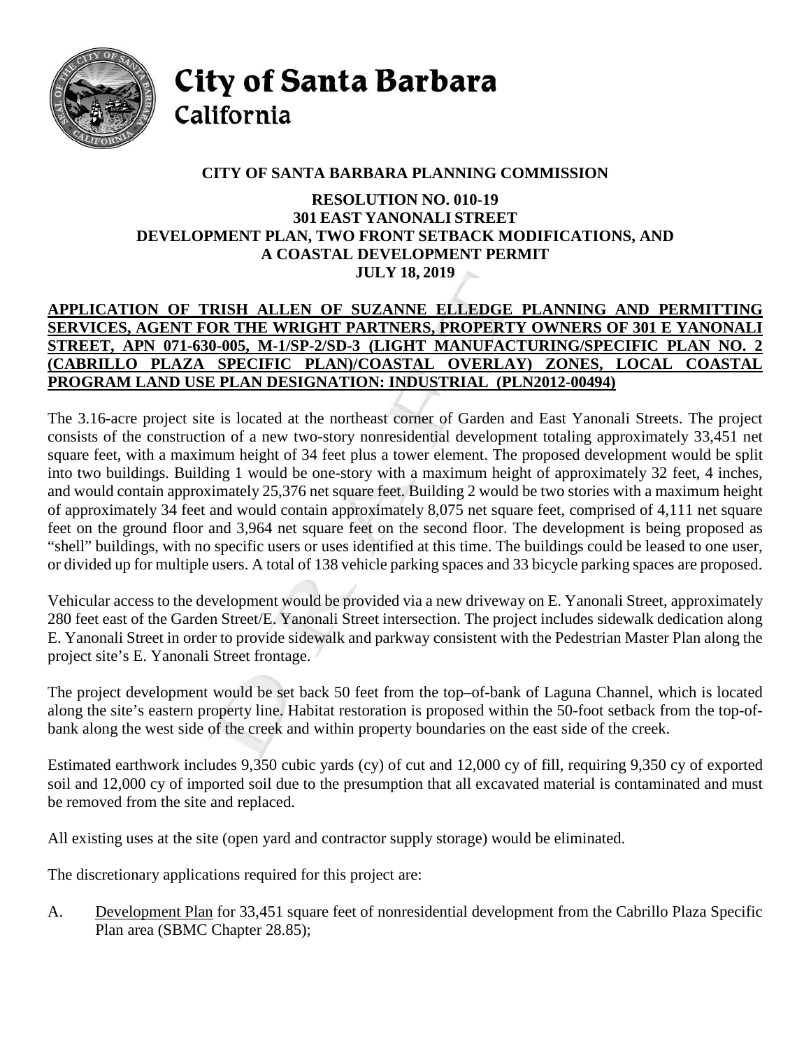# City of Santa Barbara
California

## CITY OF SANTA BARBARA PLANNING COMMISSION

### RESOLUTION NO. 010-19
### 301 EAST YANONALI STREET
### DEVELOPMENT PLAN, TWO FRONT SETBACK MODIFICATIONS, AND A COASTAL DEVELOPMENT PERMIT
### JULY 18, 2019

**APPLICATION OF TRISH ALLEN OF SUZANNE ELLEDGE PLANNING AND PERMITTING SERVICES, AGENT FOR THE WRIGHT PARTNERS, PROPERTY OWNERS OF 301 E YANONALI STREET, APN 071-630-005, M-1/SP-2/SD-3 (LIGHT MANUFACTURING/SPECIFIC PLAN NO. 2 (CABRILLO PLAZA SPECIFIC PLAN)/COASTAL OVERLAY) ZONES, LOCAL COASTAL PROGRAM LAND USE PLAN DESIGNATION: INDUSTRIAL (PLN2012-00494)**

The 3.16-acre project site is located at the northeast corner of Garden and East Yanonali Streets. The project consists of the construction of a new two-story nonresidential development totaling approximately 33,451 net square feet, with a maximum height of 34 feet plus a tower element. The proposed development would be split into two buildings. Building 1 would be one-story with a maximum height of approximately 32 feet, 4 inches, and would contain approximately 25,376 net square feet. Building 2 would be two stories with a maximum height of approximately 34 feet and would contain approximately 8,075 net square feet, comprised of 4,111 net square feet on the ground floor and 3,964 net square feet on the second floor. The development is being proposed as "shell" buildings, with no specific users or uses identified at this time. The buildings could be leased to one user, or divided up for multiple users. A total of 138 vehicle parking spaces and 33 bicycle parking spaces are proposed.

Vehicular access to the development would be provided via a new driveway on E. Yanonali Street, approximately 280 feet east of the Garden Street/E. Yanonali Street intersection. The project includes sidewalk dedication along E. Yanonali Street in order to provide sidewalk and parkway consistent with the Pedestrian Master Plan along the project site's E. Yanonali Street frontage.

The project development would be set back 50 feet from the top–of-bank of Laguna Channel, which is located along the site's eastern property line. Habitat restoration is proposed within the 50-foot setback from the top-of-bank along the west side of the creek and within property boundaries on the east side of the creek.

Estimated earthwork includes 9,350 cubic yards (cy) of cut and 12,000 cy of fill, requiring 9,350 cy of exported soil and 12,000 cy of imported soil due to the presumption that all excavated material is contaminated and must be removed from the site and replaced.

All existing uses at the site (open yard and contractor supply storage) would be eliminated.

The discretionary applications required for this project are:

A. Development Plan for 33,451 square feet of nonresidential development from the Cabrillo Plaza Specific Plan area (SBMC Chapter 28.85);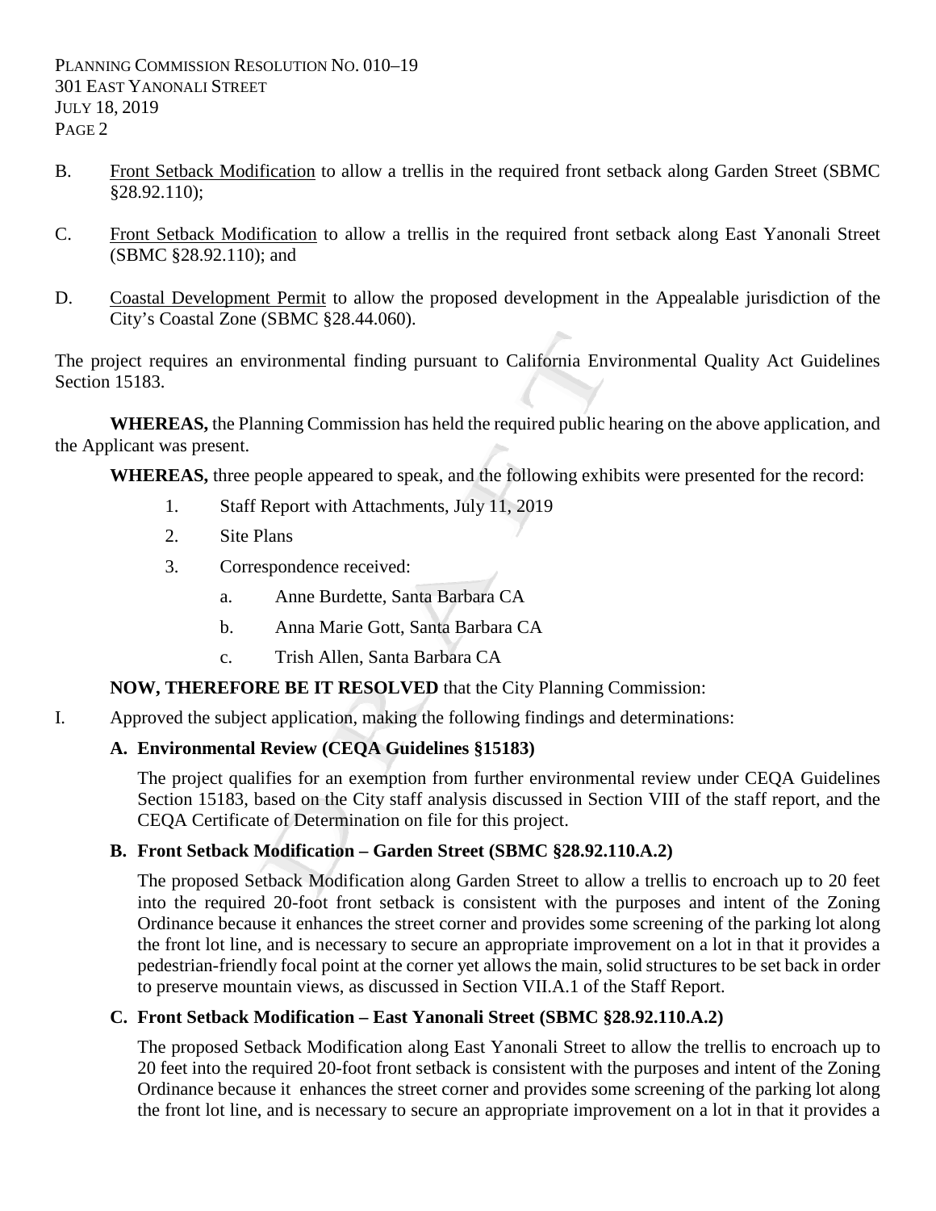B. Front Setback Modification to allow a trellis in the required front setback along Garden Street (SBMC §28.92.110);

C. Front Setback Modification to allow a trellis in the required front setback along East Yanonali Street (SBMC §28.92.110); and

D. Coastal Development Permit to allow the proposed development in the Appealable jurisdiction of the City's Coastal Zone (SBMC §28.44.060).

The project requires an environmental finding pursuant to California Environmental Quality Act Guidelines Section 15183.

**WHEREAS,** the Planning Commission has held the required public hearing on the above application, and the Applicant was present.

**WHEREAS,** three people appeared to speak, and the following exhibits were presented for the record:

1. Staff Report with Attachments, July 11, 2019
2. Site Plans
3. Correspondence received:
   a. Anne Burdette, Santa Barbara CA
   b. Anna Marie Gott, Santa Barbara CA
   c. Trish Allen, Santa Barbara CA

**NOW, THEREFORE BE IT RESOLVED** that the City Planning Commission:

I. Approved the subject application, making the following findings and determinations:

**A. Environmental Review (CEQA Guidelines §15183)**

The project qualifies for an exemption from further environmental review under CEQA Guidelines Section 15183, based on the City staff analysis discussed in Section VIII of the staff report, and the CEQA Certificate of Determination on file for this project.

**B. Front Setback Modification – Garden Street (SBMC §28.92.110.A.2)**

The proposed Setback Modification along Garden Street to allow a trellis to encroach up to 20 feet into the required 20-foot front setback is consistent with the purposes and intent of the Zoning Ordinance because it enhances the street corner and provides some screening of the parking lot along the front lot line, and is necessary to secure an appropriate improvement on a lot in that it provides a pedestrian-friendly focal point at the corner yet allows the main, solid structures to be set back in order to preserve mountain views, as discussed in Section VII.A.1 of the Staff Report.

**C. Front Setback Modification – East Yanonali Street (SBMC §28.92.110.A.2)**

The proposed Setback Modification along East Yanonali Street to allow the trellis to encroach up to 20 feet into the required 20-foot front setback is consistent with the purposes and intent of the Zoning Ordinance because it enhances the street corner and provides some screening of the parking lot along the front lot line, and is necessary to secure an appropriate improvement on a lot in that it provides a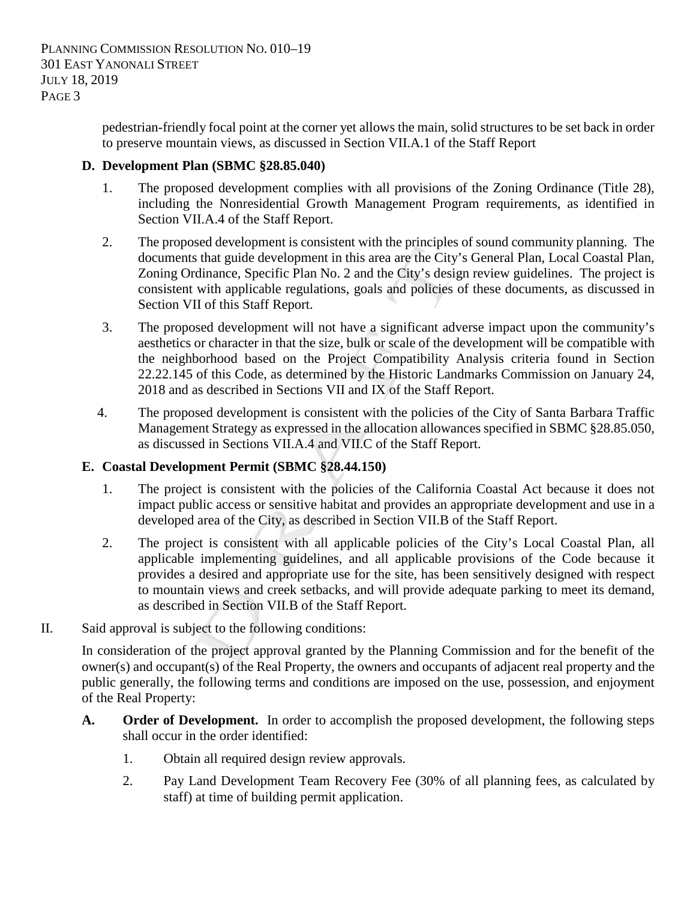pedestrian-friendly focal point at the corner yet allows the main, solid structures to be set back in order to preserve mountain views, as discussed in Section VII.A.1 of the Staff Report

**D. Development Plan (SBMC §28.85.040)**

1. The proposed development complies with all provisions of the Zoning Ordinance (Title 28), including the Nonresidential Growth Management Program requirements, as identified in Section VII.A.4 of the Staff Report.

2. The proposed development is consistent with the principles of sound community planning. The documents that guide development in this area are the City's General Plan, Local Coastal Plan, Zoning Ordinance, Specific Plan No. 2 and the City's design review guidelines. The project is consistent with applicable regulations, goals and policies of these documents, as discussed in Section VII of this Staff Report.

3. The proposed development will not have a significant adverse impact upon the community's aesthetics or character in that the size, bulk or scale of the development will be compatible with the neighborhood based on the Project Compatibility Analysis criteria found in Section 22.22.145 of this Code, as determined by the Historic Landmarks Commission on January 24, 2018 and as described in Sections VII and IX of the Staff Report.

4. The proposed development is consistent with the policies of the City of Santa Barbara Traffic Management Strategy as expressed in the allocation allowances specified in SBMC §28.85.050, as discussed in Sections VII.A.4 and VII.C of the Staff Report.

**E. Coastal Development Permit (SBMC §28.44.150)**

1. The project is consistent with the policies of the California Coastal Act because it does not impact public access or sensitive habitat and provides an appropriate development and use in a developed area of the City, as described in Section VII.B of the Staff Report.

2. The project is consistent with all applicable policies of the City's Local Coastal Plan, all applicable implementing guidelines, and all applicable provisions of the Code because it provides a desired and appropriate use for the site, has been sensitively designed with respect to mountain views and creek setbacks, and will provide adequate parking to meet its demand, as described in Section VII.B of the Staff Report.

II. Said approval is subject to the following conditions:

In consideration of the project approval granted by the Planning Commission and for the benefit of the owner(s) and occupant(s) of the Real Property, the owners and occupants of adjacent real property and the public generally, the following terms and conditions are imposed on the use, possession, and enjoyment of the Real Property:

**A. Order of Development.** In order to accomplish the proposed development, the following steps shall occur in the order identified:

1. Obtain all required design review approvals.

2. Pay Land Development Team Recovery Fee (30% of all planning fees, as calculated by staff) at time of building permit application.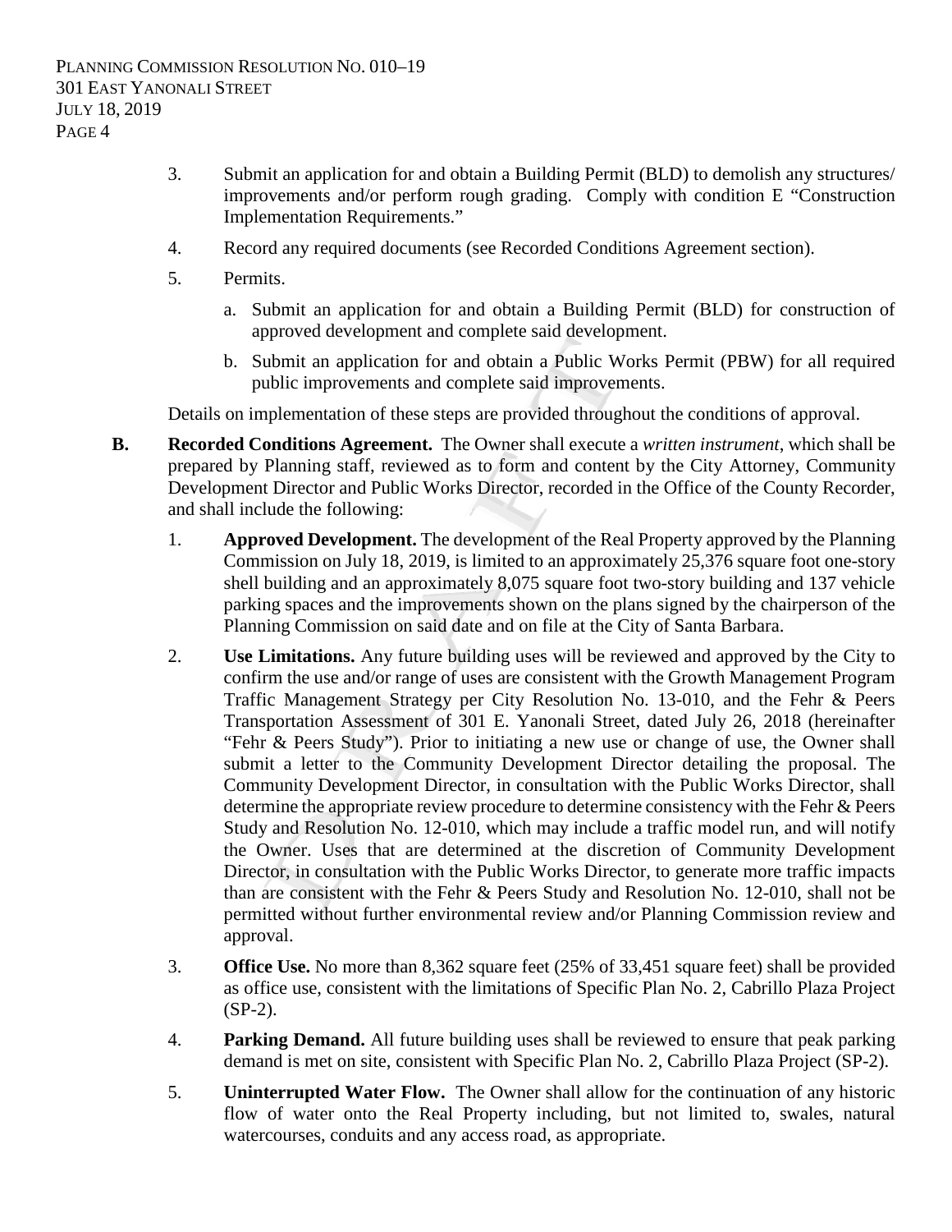3. Submit an application for and obtain a Building Permit (BLD) to demolish any structures/ improvements and/or perform rough grading. Comply with condition E "Construction Implementation Requirements."

4. Record any required documents (see Recorded Conditions Agreement section).

5. Permits.

   a. Submit an application for and obtain a Building Permit (BLD) for construction of approved development and complete said development.

   b. Submit an application for and obtain a Public Works Permit (PBW) for all required public improvements and complete said improvements.

Details on implementation of these steps are provided throughout the conditions of approval.

**B. Recorded Conditions Agreement.** The Owner shall execute a *written instrument*, which shall be prepared by Planning staff, reviewed as to form and content by the City Attorney, Community Development Director and Public Works Director, recorded in the Office of the County Recorder, and shall include the following:

1. **Approved Development.** The development of the Real Property approved by the Planning Commission on July 18, 2019, is limited to an approximately 25,376 square foot one-story shell building and an approximately 8,075 square foot two-story building and 137 vehicle parking spaces and the improvements shown on the plans signed by the chairperson of the Planning Commission on said date and on file at the City of Santa Barbara.

2. **Use Limitations.** Any future building uses will be reviewed and approved by the City to confirm the use and/or range of uses are consistent with the Growth Management Program Traffic Management Strategy per City Resolution No. 13-010, and the Fehr & Peers Transportation Assessment of 301 E. Yanonali Street, dated July 26, 2018 (hereinafter "Fehr & Peers Study"). Prior to initiating a new use or change of use, the Owner shall submit a letter to the Community Development Director detailing the proposal. The Community Development Director, in consultation with the Public Works Director, shall determine the appropriate review procedure to determine consistency with the Fehr & Peers Study and Resolution No. 12-010, which may include a traffic model run, and will notify the Owner. Uses that are determined at the discretion of Community Development Director, in consultation with the Public Works Director, to generate more traffic impacts than are consistent with the Fehr & Peers Study and Resolution No. 12-010, shall not be permitted without further environmental review and/or Planning Commission review and approval.

3. **Office Use.** No more than 8,362 square feet (25% of 33,451 square feet) shall be provided as office use, consistent with the limitations of Specific Plan No. 2, Cabrillo Plaza Project (SP-2).

4. **Parking Demand.** All future building uses shall be reviewed to ensure that peak parking demand is met on site, consistent with Specific Plan No. 2, Cabrillo Plaza Project (SP-2).

5. **Uninterrupted Water Flow.** The Owner shall allow for the continuation of any historic flow of water onto the Real Property including, but not limited to, swales, natural watercourses, conduits and any access road, as appropriate.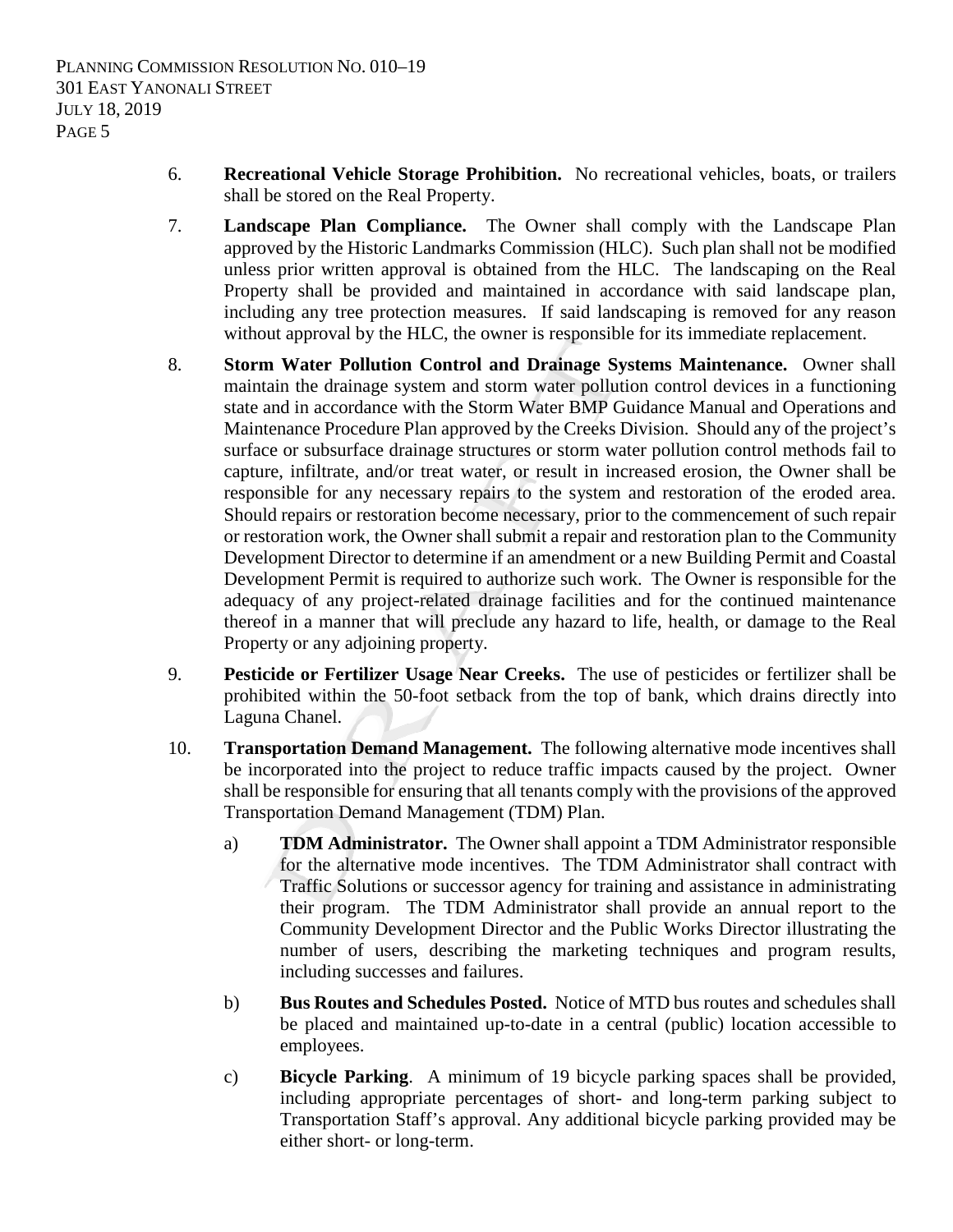6. **Recreational Vehicle Storage Prohibition.** No recreational vehicles, boats, or trailers shall be stored on the Real Property.

7. **Landscape Plan Compliance.** The Owner shall comply with the Landscape Plan approved by the Historic Landmarks Commission (HLC). Such plan shall not be modified unless prior written approval is obtained from the HLC. The landscaping on the Real Property shall be provided and maintained in accordance with said landscape plan, including any tree protection measures. If said landscaping is removed for any reason without approval by the HLC, the owner is responsible for its immediate replacement.

8. **Storm Water Pollution Control and Drainage Systems Maintenance.** Owner shall maintain the drainage system and storm water pollution control devices in a functioning state and in accordance with the Storm Water BMP Guidance Manual and Operations and Maintenance Procedure Plan approved by the Creeks Division. Should any of the project's surface or subsurface drainage structures or storm water pollution control methods fail to capture, infiltrate, and/or treat water, or result in increased erosion, the Owner shall be responsible for any necessary repairs to the system and restoration of the eroded area. Should repairs or restoration become necessary, prior to the commencement of such repair or restoration work, the Owner shall submit a repair and restoration plan to the Community Development Director to determine if an amendment or a new Building Permit and Coastal Development Permit is required to authorize such work. The Owner is responsible for the adequacy of any project-related drainage facilities and for the continued maintenance thereof in a manner that will preclude any hazard to life, health, or damage to the Real Property or any adjoining property.

9. **Pesticide or Fertilizer Usage Near Creeks.** The use of pesticides or fertilizer shall be prohibited within the 50-foot setback from the top of bank, which drains directly into Laguna Chanel.

10. **Transportation Demand Management.** The following alternative mode incentives shall be incorporated into the project to reduce traffic impacts caused by the project. Owner shall be responsible for ensuring that all tenants comply with the provisions of the approved Transportation Demand Management (TDM) Plan.

    a) **TDM Administrator.** The Owner shall appoint a TDM Administrator responsible for the alternative mode incentives. The TDM Administrator shall contract with Traffic Solutions or successor agency for training and assistance in administrating their program. The TDM Administrator shall provide an annual report to the Community Development Director and the Public Works Director illustrating the number of users, describing the marketing techniques and program results, including successes and failures.

    b) **Bus Routes and Schedules Posted.** Notice of MTD bus routes and schedules shall be placed and maintained up-to-date in a central (public) location accessible to employees.

    c) **Bicycle Parking**. A minimum of 19 bicycle parking spaces shall be provided, including appropriate percentages of short- and long-term parking subject to Transportation Staff's approval. Any additional bicycle parking provided may be either short- or long-term.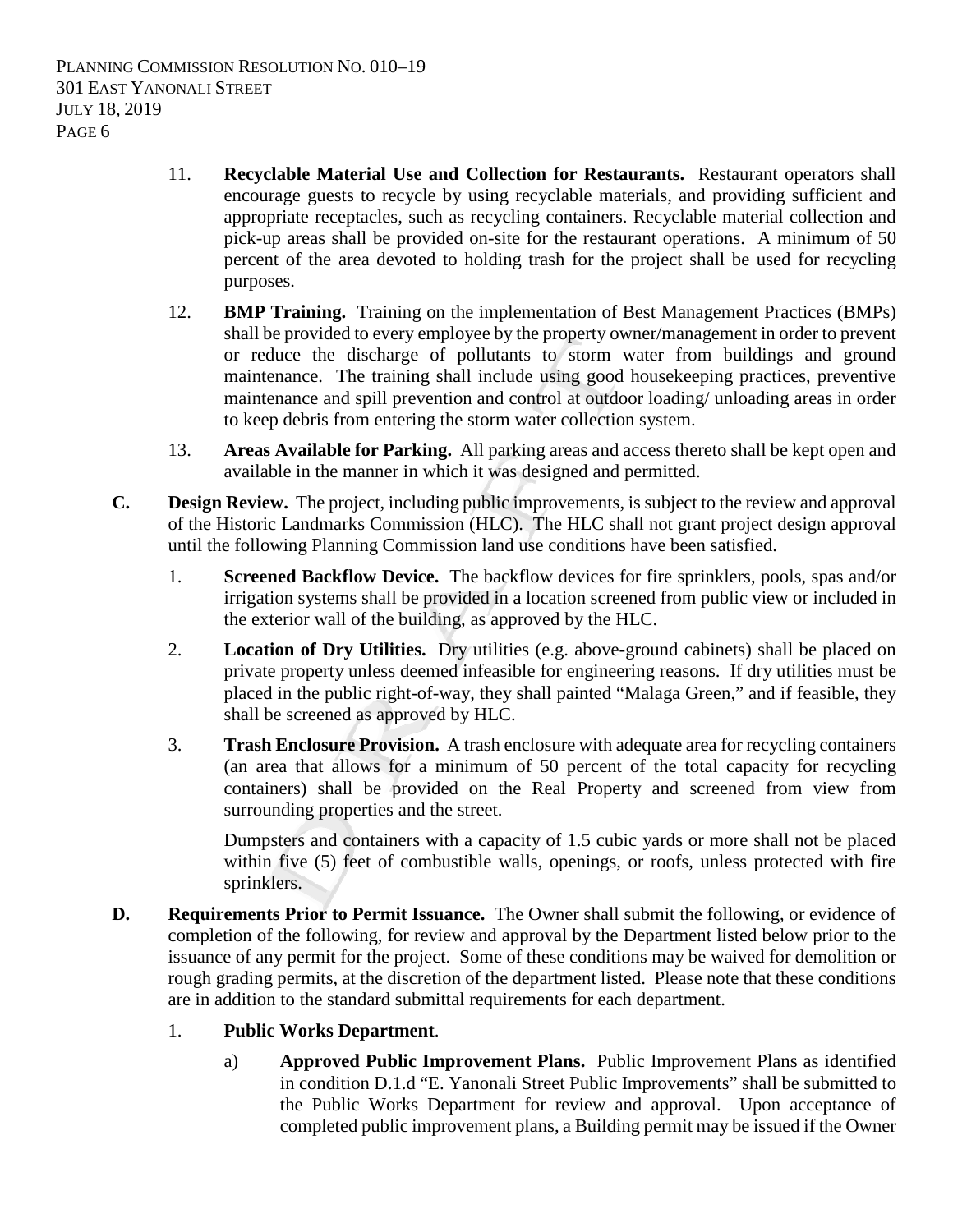11. **Recyclable Material Use and Collection for Restaurants.** Restaurant operators shall encourage guests to recycle by using recyclable materials, and providing sufficient and appropriate receptacles, such as recycling containers. Recyclable material collection and pick-up areas shall be provided on-site for the restaurant operations. A minimum of 50 percent of the area devoted to holding trash for the project shall be used for recycling purposes.

12. **BMP Training.** Training on the implementation of Best Management Practices (BMPs) shall be provided to every employee by the property owner/management in order to prevent or reduce the discharge of pollutants to storm water from buildings and ground maintenance. The training shall include using good housekeeping practices, preventive maintenance and spill prevention and control at outdoor loading/ unloading areas in order to keep debris from entering the storm water collection system.

13. **Areas Available for Parking.** All parking areas and access thereto shall be kept open and available in the manner in which it was designed and permitted.

**C. Design Review.** The project, including public improvements, is subject to the review and approval of the Historic Landmarks Commission (HLC). The HLC shall not grant project design approval until the following Planning Commission land use conditions have been satisfied.

1. **Screened Backflow Device.** The backflow devices for fire sprinklers, pools, spas and/or irrigation systems shall be provided in a location screened from public view or included in the exterior wall of the building, as approved by the HLC.

2. **Location of Dry Utilities.** Dry utilities (e.g. above-ground cabinets) shall be placed on private property unless deemed infeasible for engineering reasons. If dry utilities must be placed in the public right-of-way, they shall painted "Malaga Green," and if feasible, they shall be screened as approved by HLC.

3. **Trash Enclosure Provision.** A trash enclosure with adequate area for recycling containers (an area that allows for a minimum of 50 percent of the total capacity for recycling containers) shall be provided on the Real Property and screened from view from surrounding properties and the street.

   Dumpsters and containers with a capacity of 1.5 cubic yards or more shall not be placed within five (5) feet of combustible walls, openings, or roofs, unless protected with fire sprinklers.

**D. Requirements Prior to Permit Issuance.** The Owner shall submit the following, or evidence of completion of the following, for review and approval by the Department listed below prior to the issuance of any permit for the project. Some of these conditions may be waived for demolition or rough grading permits, at the discretion of the department listed. Please note that these conditions are in addition to the standard submittal requirements for each department.

1. **Public Works Department**.

   a) **Approved Public Improvement Plans.** Public Improvement Plans as identified in condition D.1.d "E. Yanonali Street Public Improvements" shall be submitted to the Public Works Department for review and approval. Upon acceptance of completed public improvement plans, a Building permit may be issued if the Owner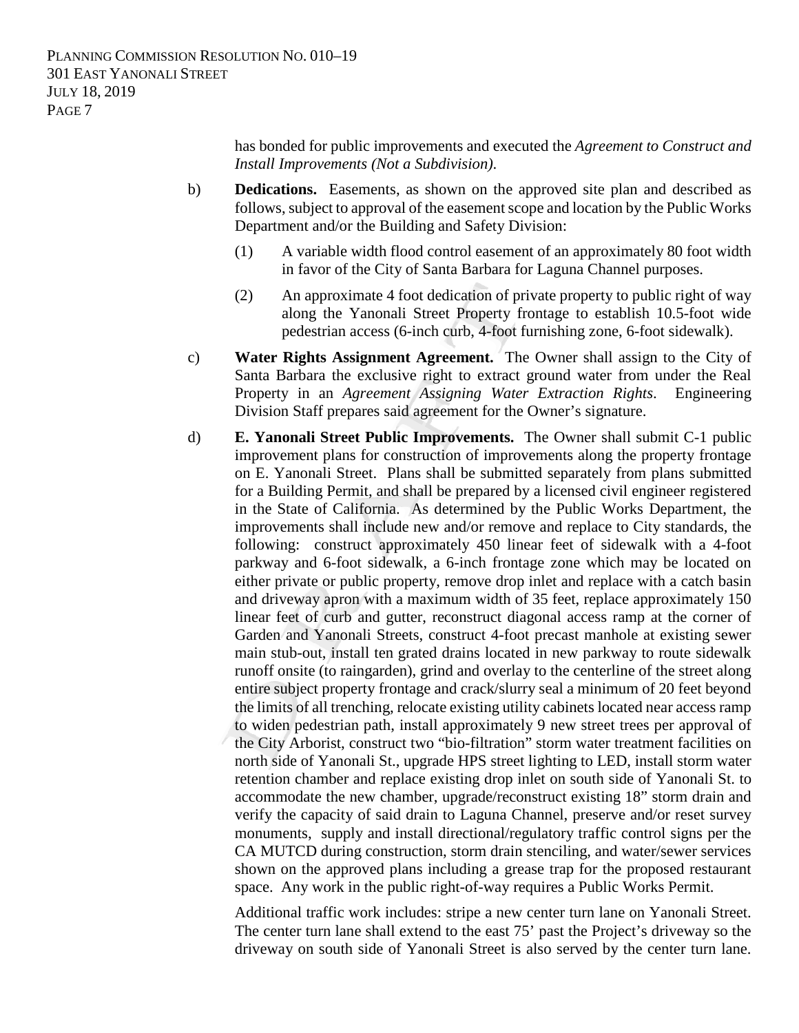has bonded for public improvements and executed the *Agreement to Construct and Install Improvements (Not a Subdivision).*

b) **Dedications.** Easements, as shown on the approved site plan and described as follows, subject to approval of the easement scope and location by the Public Works Department and/or the Building and Safety Division:

(1) A variable width flood control easement of an approximately 80 foot width in favor of the City of Santa Barbara for Laguna Channel purposes.

(2) An approximate 4 foot dedication of private property to public right of way along the Yanonali Street Property frontage to establish 10.5-foot wide pedestrian access (6-inch curb, 4-foot furnishing zone, 6-foot sidewalk).

c) **Water Rights Assignment Agreement.** The Owner shall assign to the City of Santa Barbara the exclusive right to extract ground water from under the Real Property in an *Agreement Assigning Water Extraction Rights*. Engineering Division Staff prepares said agreement for the Owner's signature.

d) **E. Yanonali Street Public Improvements.** The Owner shall submit C-1 public improvement plans for construction of improvements along the property frontage on E. Yanonali Street. Plans shall be submitted separately from plans submitted for a Building Permit, and shall be prepared by a licensed civil engineer registered in the State of California. As determined by the Public Works Department, the improvements shall include new and/or remove and replace to City standards, the following: construct approximately 450 linear feet of sidewalk with a 4-foot parkway and 6-foot sidewalk, a 6-inch frontage zone which may be located on either private or public property, remove drop inlet and replace with a catch basin and driveway apron with a maximum width of 35 feet, replace approximately 150 linear feet of curb and gutter, reconstruct diagonal access ramp at the corner of Garden and Yanonali Streets, construct 4-foot precast manhole at existing sewer main stub-out, install ten grated drains located in new parkway to route sidewalk runoff onsite (to raingarden), grind and overlay to the centerline of the street along entire subject property frontage and crack/slurry seal a minimum of 20 feet beyond the limits of all trenching, relocate existing utility cabinets located near access ramp to widen pedestrian path, install approximately 9 new street trees per approval of the City Arborist, construct two "bio-filtration" storm water treatment facilities on north side of Yanonali St., upgrade HPS street lighting to LED, install storm water retention chamber and replace existing drop inlet on south side of Yanonali St. to accommodate the new chamber, upgrade/reconstruct existing 18" storm drain and verify the capacity of said drain to Laguna Channel, preserve and/or reset survey monuments, supply and install directional/regulatory traffic control signs per the CA MUTCD during construction, storm drain stenciling, and water/sewer services shown on the approved plans including a grease trap for the proposed restaurant space. Any work in the public right-of-way requires a Public Works Permit.

Additional traffic work includes: stripe a new center turn lane on Yanonali Street. The center turn lane shall extend to the east 75' past the Project's driveway so the driveway on south side of Yanonali Street is also served by the center turn lane.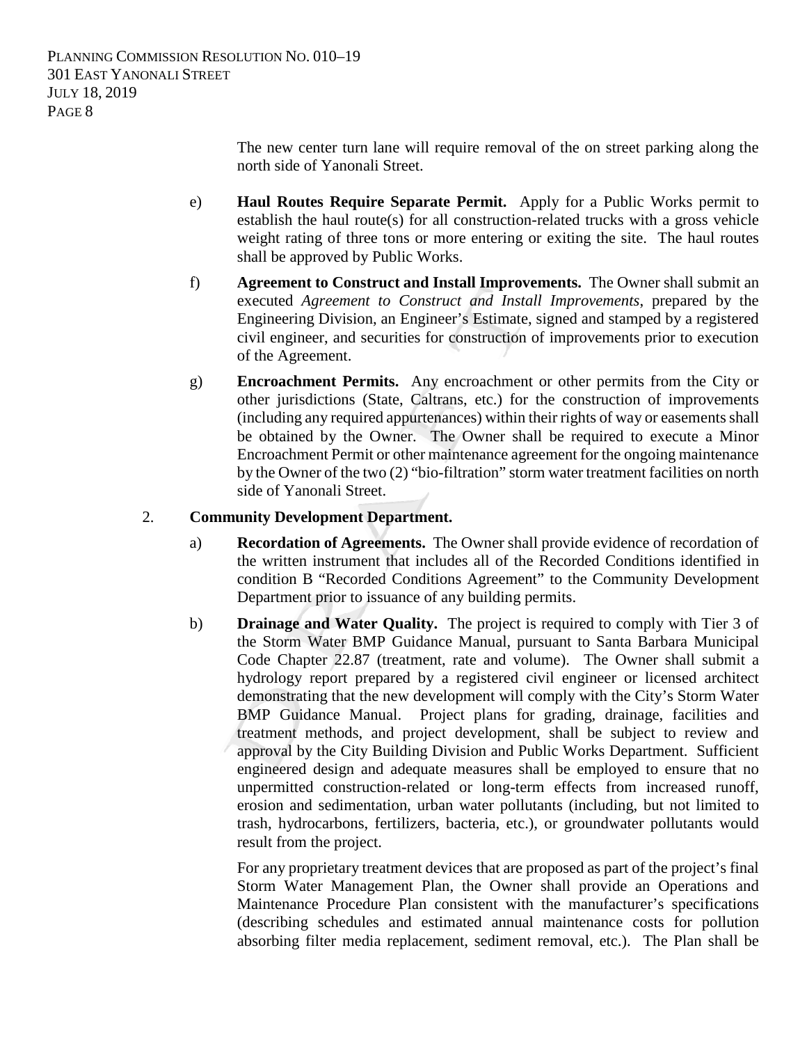The new center turn lane will require removal of the on street parking along the north side of Yanonali Street.

e) **Haul Routes Require Separate Permit.** Apply for a Public Works permit to establish the haul route(s) for all construction-related trucks with a gross vehicle weight rating of three tons or more entering or exiting the site. The haul routes shall be approved by Public Works.

f) **Agreement to Construct and Install Improvements.** The Owner shall submit an executed *Agreement to Construct and Install Improvements*, prepared by the Engineering Division, an Engineer's Estimate, signed and stamped by a registered civil engineer, and securities for construction of improvements prior to execution of the Agreement.

g) **Encroachment Permits.** Any encroachment or other permits from the City or other jurisdictions (State, Caltrans, etc.) for the construction of improvements (including any required appurtenances) within their rights of way or easements shall be obtained by the Owner. The Owner shall be required to execute a Minor Encroachment Permit or other maintenance agreement for the ongoing maintenance by the Owner of the two (2) "bio-filtration" storm water treatment facilities on north side of Yanonali Street.

2. **Community Development Department.**

a) **Recordation of Agreements.** The Owner shall provide evidence of recordation of the written instrument that includes all of the Recorded Conditions identified in condition B "Recorded Conditions Agreement" to the Community Development Department prior to issuance of any building permits.

b) **Drainage and Water Quality.** The project is required to comply with Tier 3 of the Storm Water BMP Guidance Manual, pursuant to Santa Barbara Municipal Code Chapter 22.87 (treatment, rate and volume). The Owner shall submit a hydrology report prepared by a registered civil engineer or licensed architect demonstrating that the new development will comply with the City's Storm Water BMP Guidance Manual. Project plans for grading, drainage, facilities and treatment methods, and project development, shall be subject to review and approval by the City Building Division and Public Works Department. Sufficient engineered design and adequate measures shall be employed to ensure that no unpermitted construction-related or long-term effects from increased runoff, erosion and sedimentation, urban water pollutants (including, but not limited to trash, hydrocarbons, fertilizers, bacteria, etc.), or groundwater pollutants would result from the project.

For any proprietary treatment devices that are proposed as part of the project's final Storm Water Management Plan, the Owner shall provide an Operations and Maintenance Procedure Plan consistent with the manufacturer's specifications (describing schedules and estimated annual maintenance costs for pollution absorbing filter media replacement, sediment removal, etc.). The Plan shall be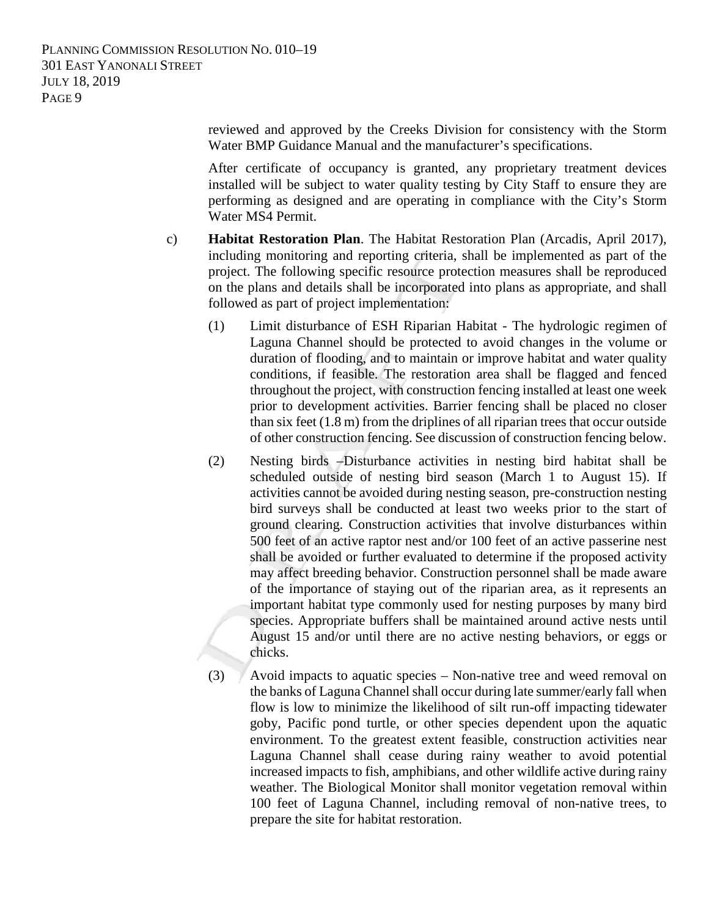reviewed and approved by the Creeks Division for consistency with the Storm Water BMP Guidance Manual and the manufacturer's specifications.

After certificate of occupancy is granted, any proprietary treatment devices installed will be subject to water quality testing by City Staff to ensure they are performing as designed and are operating in compliance with the City's Storm Water MS4 Permit.

c) **Habitat Restoration Plan**. The Habitat Restoration Plan (Arcadis, April 2017), including monitoring and reporting criteria, shall be implemented as part of the project. The following specific resource protection measures shall be reproduced on the plans and details shall be incorporated into plans as appropriate, and shall followed as part of project implementation:

(1) Limit disturbance of ESH Riparian Habitat - The hydrologic regimen of Laguna Channel should be protected to avoid changes in the volume or duration of flooding, and to maintain or improve habitat and water quality conditions, if feasible. The restoration area shall be flagged and fenced throughout the project, with construction fencing installed at least one week prior to development activities. Barrier fencing shall be placed no closer than six feet (1.8 m) from the driplines of all riparian trees that occur outside of other construction fencing. See discussion of construction fencing below.

(2) Nesting birds –Disturbance activities in nesting bird habitat shall be scheduled outside of nesting bird season (March 1 to August 15). If activities cannot be avoided during nesting season, pre-construction nesting bird surveys shall be conducted at least two weeks prior to the start of ground clearing. Construction activities that involve disturbances within 500 feet of an active raptor nest and/or 100 feet of an active passerine nest shall be avoided or further evaluated to determine if the proposed activity may affect breeding behavior. Construction personnel shall be made aware of the importance of staying out of the riparian area, as it represents an important habitat type commonly used for nesting purposes by many bird species. Appropriate buffers shall be maintained around active nests until August 15 and/or until there are no active nesting behaviors, or eggs or chicks.

(3) Avoid impacts to aquatic species – Non-native tree and weed removal on the banks of Laguna Channel shall occur during late summer/early fall when flow is low to minimize the likelihood of silt run-off impacting tidewater goby, Pacific pond turtle, or other species dependent upon the aquatic environment. To the greatest extent feasible, construction activities near Laguna Channel shall cease during rainy weather to avoid potential increased impacts to fish, amphibians, and other wildlife active during rainy weather. The Biological Monitor shall monitor vegetation removal within 100 feet of Laguna Channel, including removal of non-native trees, to prepare the site for habitat restoration.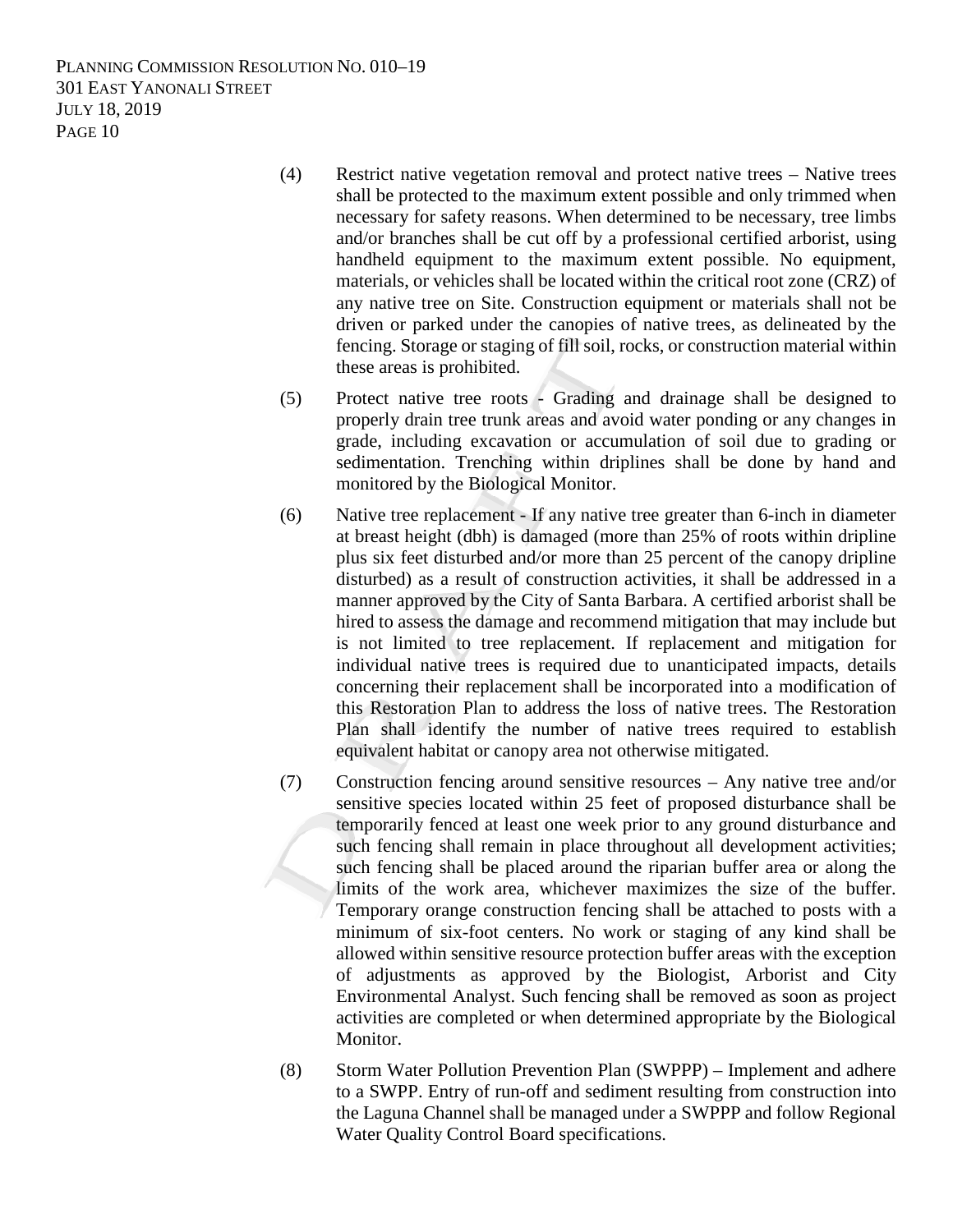(4) Restrict native vegetation removal and protect native trees – Native trees shall be protected to the maximum extent possible and only trimmed when necessary for safety reasons. When determined to be necessary, tree limbs and/or branches shall be cut off by a professional certified arborist, using handheld equipment to the maximum extent possible. No equipment, materials, or vehicles shall be located within the critical root zone (CRZ) of any native tree on Site. Construction equipment or materials shall not be driven or parked under the canopies of native trees, as delineated by the fencing. Storage or staging of fill soil, rocks, or construction material within these areas is prohibited.

(5) Protect native tree roots - Grading and drainage shall be designed to properly drain tree trunk areas and avoid water ponding or any changes in grade, including excavation or accumulation of soil due to grading or sedimentation. Trenching within driplines shall be done by hand and monitored by the Biological Monitor.

(6) Native tree replacement - If any native tree greater than 6-inch in diameter at breast height (dbh) is damaged (more than 25% of roots within dripline plus six feet disturbed and/or more than 25 percent of the canopy dripline disturbed) as a result of construction activities, it shall be addressed in a manner approved by the City of Santa Barbara. A certified arborist shall be hired to assess the damage and recommend mitigation that may include but is not limited to tree replacement. If replacement and mitigation for individual native trees is required due to unanticipated impacts, details concerning their replacement shall be incorporated into a modification of this Restoration Plan to address the loss of native trees. The Restoration Plan shall identify the number of native trees required to establish equivalent habitat or canopy area not otherwise mitigated.

(7) Construction fencing around sensitive resources – Any native tree and/or sensitive species located within 25 feet of proposed disturbance shall be temporarily fenced at least one week prior to any ground disturbance and such fencing shall remain in place throughout all development activities; such fencing shall be placed around the riparian buffer area or along the limits of the work area, whichever maximizes the size of the buffer. Temporary orange construction fencing shall be attached to posts with a minimum of six-foot centers. No work or staging of any kind shall be allowed within sensitive resource protection buffer areas with the exception of adjustments as approved by the Biologist, Arborist and City Environmental Analyst. Such fencing shall be removed as soon as project activities are completed or when determined appropriate by the Biological Monitor.

(8) Storm Water Pollution Prevention Plan (SWPPP) – Implement and adhere to a SWPP. Entry of run-off and sediment resulting from construction into the Laguna Channel shall be managed under a SWPPP and follow Regional Water Quality Control Board specifications.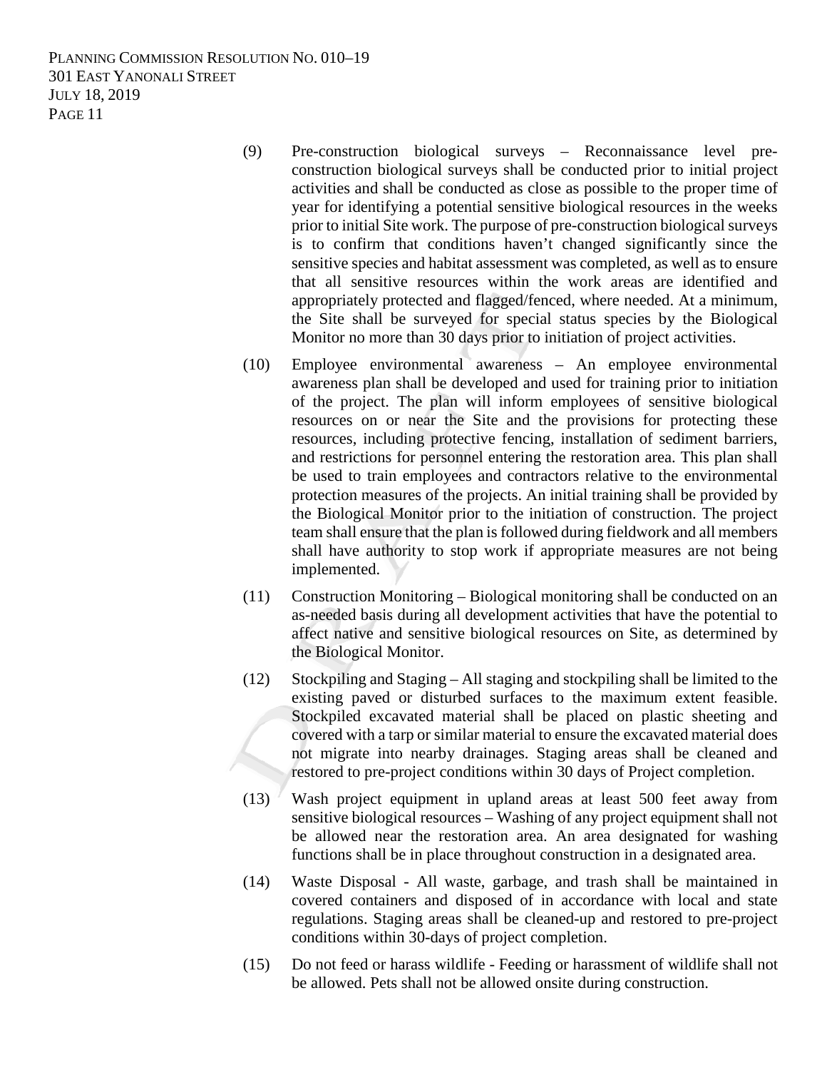(9) Pre-construction biological surveys – Reconnaissance level pre-construction biological surveys shall be conducted prior to initial project activities and shall be conducted as close as possible to the proper time of year for identifying a potential sensitive biological resources in the weeks prior to initial Site work. The purpose of pre-construction biological surveys is to confirm that conditions haven't changed significantly since the sensitive species and habitat assessment was completed, as well as to ensure that all sensitive resources within the work areas are identified and appropriately protected and flagged/fenced, where needed. At a minimum, the Site shall be surveyed for special status species by the Biological Monitor no more than 30 days prior to initiation of project activities.

(10) Employee environmental awareness – An employee environmental awareness plan shall be developed and used for training prior to initiation of the project. The plan will inform employees of sensitive biological resources on or near the Site and the provisions for protecting these resources, including protective fencing, installation of sediment barriers, and restrictions for personnel entering the restoration area. This plan shall be used to train employees and contractors relative to the environmental protection measures of the projects. An initial training shall be provided by the Biological Monitor prior to the initiation of construction. The project team shall ensure that the plan is followed during fieldwork and all members shall have authority to stop work if appropriate measures are not being implemented.

(11) Construction Monitoring – Biological monitoring shall be conducted on an as-needed basis during all development activities that have the potential to affect native and sensitive biological resources on Site, as determined by the Biological Monitor.

(12) Stockpiling and Staging – All staging and stockpiling shall be limited to the existing paved or disturbed surfaces to the maximum extent feasible. Stockpiled excavated material shall be placed on plastic sheeting and covered with a tarp or similar material to ensure the excavated material does not migrate into nearby drainages. Staging areas shall be cleaned and restored to pre-project conditions within 30 days of Project completion.

(13) Wash project equipment in upland areas at least 500 feet away from sensitive biological resources – Washing of any project equipment shall not be allowed near the restoration area. An area designated for washing functions shall be in place throughout construction in a designated area.

(14) Waste Disposal - All waste, garbage, and trash shall be maintained in covered containers and disposed of in accordance with local and state regulations. Staging areas shall be cleaned-up and restored to pre-project conditions within 30-days of project completion.

(15) Do not feed or harass wildlife - Feeding or harassment of wildlife shall not be allowed. Pets shall not be allowed onsite during construction.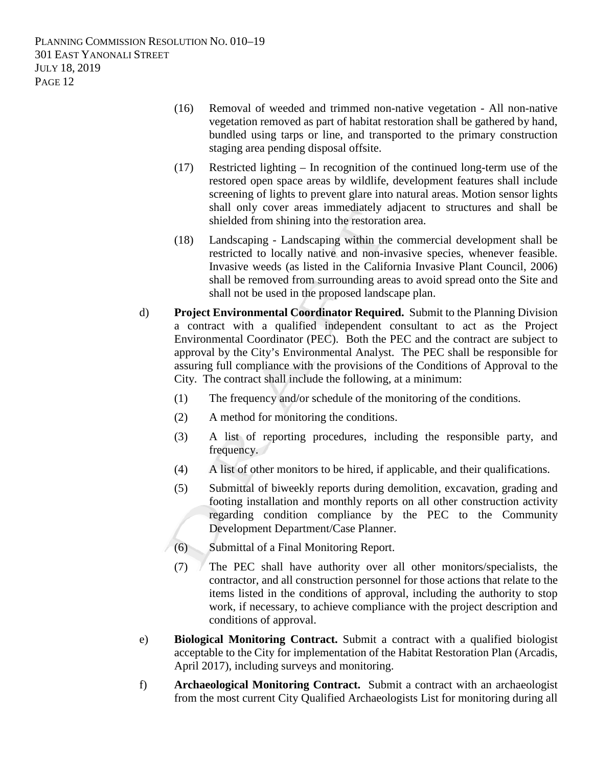(16) Removal of weeded and trimmed non-native vegetation - All non-native vegetation removed as part of habitat restoration shall be gathered by hand, bundled using tarps or line, and transported to the primary construction staging area pending disposal offsite.

(17) Restricted lighting – In recognition of the continued long-term use of the restored open space areas by wildlife, development features shall include screening of lights to prevent glare into natural areas. Motion sensor lights shall only cover areas immediately adjacent to structures and shall be shielded from shining into the restoration area.

(18) Landscaping - Landscaping within the commercial development shall be restricted to locally native and non-invasive species, whenever feasible. Invasive weeds (as listed in the California Invasive Plant Council, 2006) shall be removed from surrounding areas to avoid spread onto the Site and shall not be used in the proposed landscape plan.

d) **Project Environmental Coordinator Required.** Submit to the Planning Division a contract with a qualified independent consultant to act as the Project Environmental Coordinator (PEC). Both the PEC and the contract are subject to approval by the City's Environmental Analyst. The PEC shall be responsible for assuring full compliance with the provisions of the Conditions of Approval to the City. The contract shall include the following, at a minimum:

(1) The frequency and/or schedule of the monitoring of the conditions.

(2) A method for monitoring the conditions.

(3) A list of reporting procedures, including the responsible party, and frequency.

(4) A list of other monitors to be hired, if applicable, and their qualifications.

(5) Submittal of biweekly reports during demolition, excavation, grading and footing installation and monthly reports on all other construction activity regarding condition compliance by the PEC to the Community Development Department/Case Planner.

(6) Submittal of a Final Monitoring Report.

(7) The PEC shall have authority over all other monitors/specialists, the contractor, and all construction personnel for those actions that relate to the items listed in the conditions of approval, including the authority to stop work, if necessary, to achieve compliance with the project description and conditions of approval.

e) **Biological Monitoring Contract.** Submit a contract with a qualified biologist acceptable to the City for implementation of the Habitat Restoration Plan (Arcadis, April 2017), including surveys and monitoring.

f) **Archaeological Monitoring Contract.** Submit a contract with an archaeologist from the most current City Qualified Archaeologists List for monitoring during all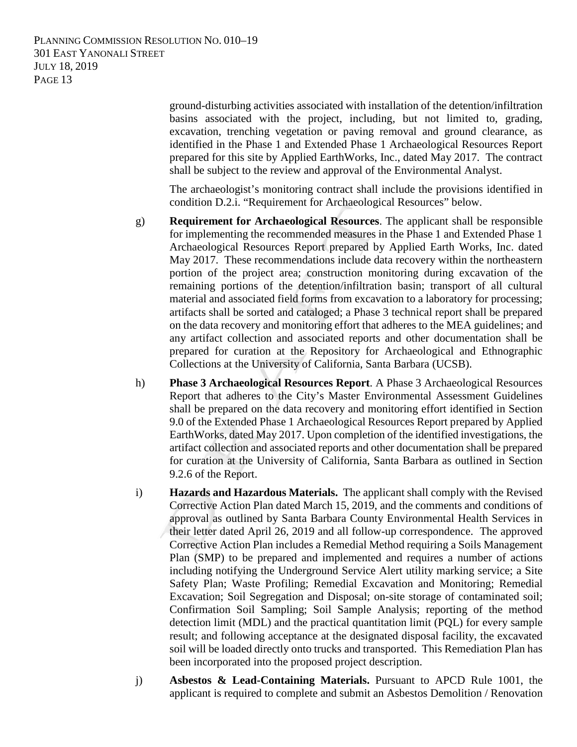ground-disturbing activities associated with installation of the detention/infiltration basins associated with the project, including, but not limited to, grading, excavation, trenching vegetation or paving removal and ground clearance, as identified in the Phase 1 and Extended Phase 1 Archaeological Resources Report prepared for this site by Applied EarthWorks, Inc., dated May 2017. The contract shall be subject to the review and approval of the Environmental Analyst.

The archaeologist's monitoring contract shall include the provisions identified in condition D.2.i. "Requirement for Archaeological Resources" below.

g) **Requirement for Archaeological Resources**. The applicant shall be responsible for implementing the recommended measures in the Phase 1 and Extended Phase 1 Archaeological Resources Report prepared by Applied Earth Works, Inc. dated May 2017. These recommendations include data recovery within the northeastern portion of the project area; construction monitoring during excavation of the remaining portions of the detention/infiltration basin; transport of all cultural material and associated field forms from excavation to a laboratory for processing; artifacts shall be sorted and cataloged; a Phase 3 technical report shall be prepared on the data recovery and monitoring effort that adheres to the MEA guidelines; and any artifact collection and associated reports and other documentation shall be prepared for curation at the Repository for Archaeological and Ethnographic Collections at the University of California, Santa Barbara (UCSB).

h) **Phase 3 Archaeological Resources Report**. A Phase 3 Archaeological Resources Report that adheres to the City's Master Environmental Assessment Guidelines shall be prepared on the data recovery and monitoring effort identified in Section 9.0 of the Extended Phase 1 Archaeological Resources Report prepared by Applied EarthWorks, dated May 2017. Upon completion of the identified investigations, the artifact collection and associated reports and other documentation shall be prepared for curation at the University of California, Santa Barbara as outlined in Section 9.2.6 of the Report.

i) **Hazards and Hazardous Materials.** The applicant shall comply with the Revised Corrective Action Plan dated March 15, 2019, and the comments and conditions of approval as outlined by Santa Barbara County Environmental Health Services in their letter dated April 26, 2019 and all follow-up correspondence. The approved Corrective Action Plan includes a Remedial Method requiring a Soils Management Plan (SMP) to be prepared and implemented and requires a number of actions including notifying the Underground Service Alert utility marking service; a Site Safety Plan; Waste Profiling; Remedial Excavation and Monitoring; Remedial Excavation; Soil Segregation and Disposal; on-site storage of contaminated soil; Confirmation Soil Sampling; Soil Sample Analysis; reporting of the method detection limit (MDL) and the practical quantitation limit (PQL) for every sample result; and following acceptance at the designated disposal facility, the excavated soil will be loaded directly onto trucks and transported. This Remediation Plan has been incorporated into the proposed project description.

j) **Asbestos & Lead-Containing Materials.** Pursuant to APCD Rule 1001, the applicant is required to complete and submit an Asbestos Demolition / Renovation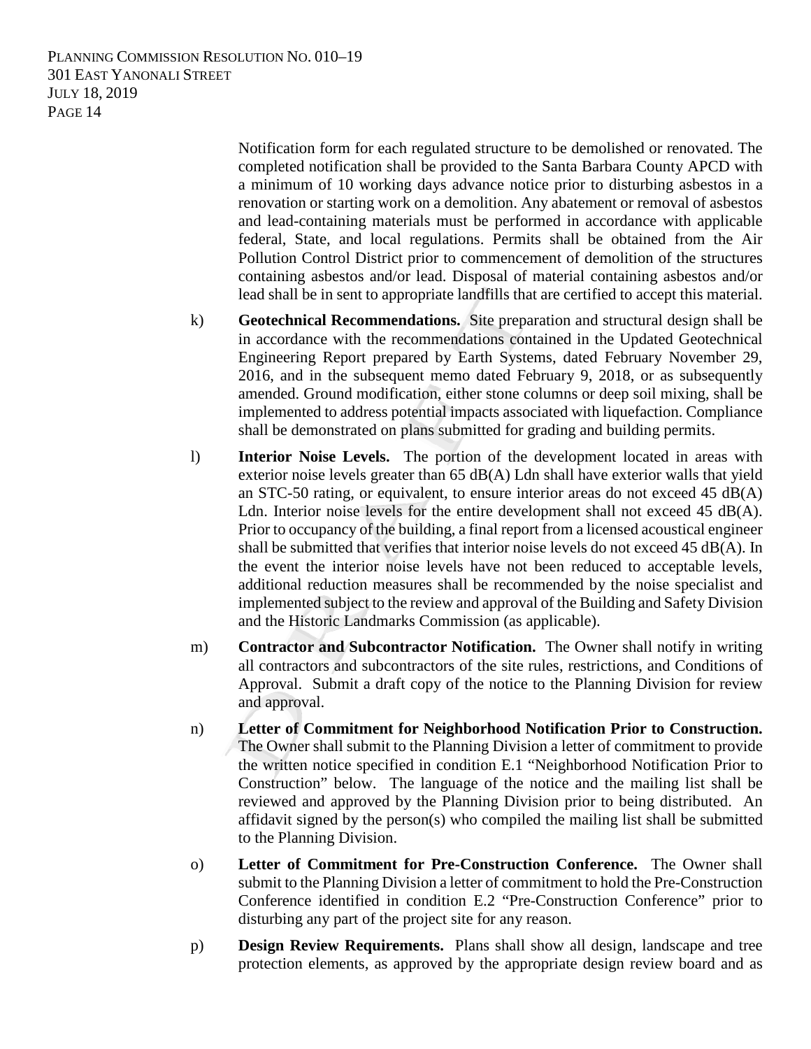Notification form for each regulated structure to be demolished or renovated. The completed notification shall be provided to the Santa Barbara County APCD with a minimum of 10 working days advance notice prior to disturbing asbestos in a renovation or starting work on a demolition. Any abatement or removal of asbestos and lead-containing materials must be performed in accordance with applicable federal, State, and local regulations. Permits shall be obtained from the Air Pollution Control District prior to commencement of demolition of the structures containing asbestos and/or lead. Disposal of material containing asbestos and/or lead shall be in sent to appropriate landfills that are certified to accept this material.

k) **Geotechnical Recommendations.** Site preparation and structural design shall be in accordance with the recommendations contained in the Updated Geotechnical Engineering Report prepared by Earth Systems, dated February November 29, 2016, and in the subsequent memo dated February 9, 2018, or as subsequently amended. Ground modification, either stone columns or deep soil mixing, shall be implemented to address potential impacts associated with liquefaction. Compliance shall be demonstrated on plans submitted for grading and building permits.

l) **Interior Noise Levels.** The portion of the development located in areas with exterior noise levels greater than 65 dB(A) Ldn shall have exterior walls that yield an STC-50 rating, or equivalent, to ensure interior areas do not exceed 45 dB(A) Ldn. Interior noise levels for the entire development shall not exceed 45 dB(A). Prior to occupancy of the building, a final report from a licensed acoustical engineer shall be submitted that verifies that interior noise levels do not exceed 45 dB(A). In the event the interior noise levels have not been reduced to acceptable levels, additional reduction measures shall be recommended by the noise specialist and implemented subject to the review and approval of the Building and Safety Division and the Historic Landmarks Commission (as applicable).

m) **Contractor and Subcontractor Notification.** The Owner shall notify in writing all contractors and subcontractors of the site rules, restrictions, and Conditions of Approval. Submit a draft copy of the notice to the Planning Division for review and approval.

n) **Letter of Commitment for Neighborhood Notification Prior to Construction.** The Owner shall submit to the Planning Division a letter of commitment to provide the written notice specified in condition E.1 "Neighborhood Notification Prior to Construction" below. The language of the notice and the mailing list shall be reviewed and approved by the Planning Division prior to being distributed. An affidavit signed by the person(s) who compiled the mailing list shall be submitted to the Planning Division.

o) **Letter of Commitment for Pre-Construction Conference.** The Owner shall submit to the Planning Division a letter of commitment to hold the Pre-Construction Conference identified in condition E.2 "Pre-Construction Conference" prior to disturbing any part of the project site for any reason.

p) **Design Review Requirements.** Plans shall show all design, landscape and tree protection elements, as approved by the appropriate design review board and as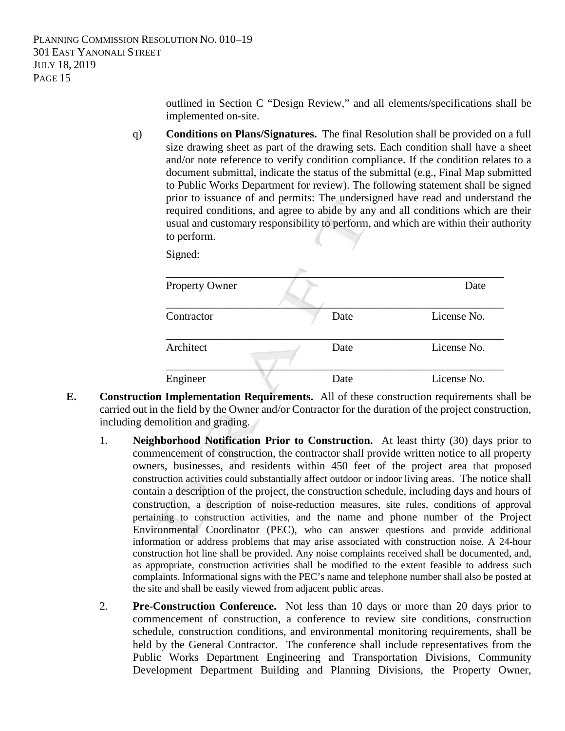outlined in Section C "Design Review," and all elements/specifications shall be implemented on-site.

q) **Conditions on Plans/Signatures.** The final Resolution shall be provided on a full size drawing sheet as part of the drawing sets. Each condition shall have a sheet and/or note reference to verify condition compliance. If the condition relates to a document submittal, indicate the status of the submittal (e.g., Final Map submitted to Public Works Department for review). The following statement shall be signed prior to issuance of and permits: The undersigned have read and understand the required conditions, and agree to abide by any and all conditions which are their usual and customary responsibility to perform, and which are within their authority to perform.

Signed:

| | | |
|---|---|---|
| Property Owner | | Date |
| Contractor | Date | License No. |
| Architect | Date | License No. |
| Engineer | Date | License No. |

**E. Construction Implementation Requirements.** All of these construction requirements shall be carried out in the field by the Owner and/or Contractor for the duration of the project construction, including demolition and grading.

1. **Neighborhood Notification Prior to Construction.** At least thirty (30) days prior to commencement of construction, the contractor shall provide written notice to all property owners, businesses, and residents within 450 feet of the project area that proposed construction activities could substantially affect outdoor or indoor living areas. The notice shall contain a description of the project, the construction schedule, including days and hours of construction, a description of noise-reduction measures, site rules, conditions of approval pertaining to construction activities, and the name and phone number of the Project Environmental Coordinator (PEC), who can answer questions and provide additional information or address problems that may arise associated with construction noise. A 24-hour construction hot line shall be provided. Any noise complaints received shall be documented, and, as appropriate, construction activities shall be modified to the extent feasible to address such complaints. Informational signs with the PEC's name and telephone number shall also be posted at the site and shall be easily viewed from adjacent public areas.

2. **Pre-Construction Conference.** Not less than 10 days or more than 20 days prior to commencement of construction, a conference to review site conditions, construction schedule, construction conditions, and environmental monitoring requirements, shall be held by the General Contractor. The conference shall include representatives from the Public Works Department Engineering and Transportation Divisions, Community Development Department Building and Planning Divisions, the Property Owner,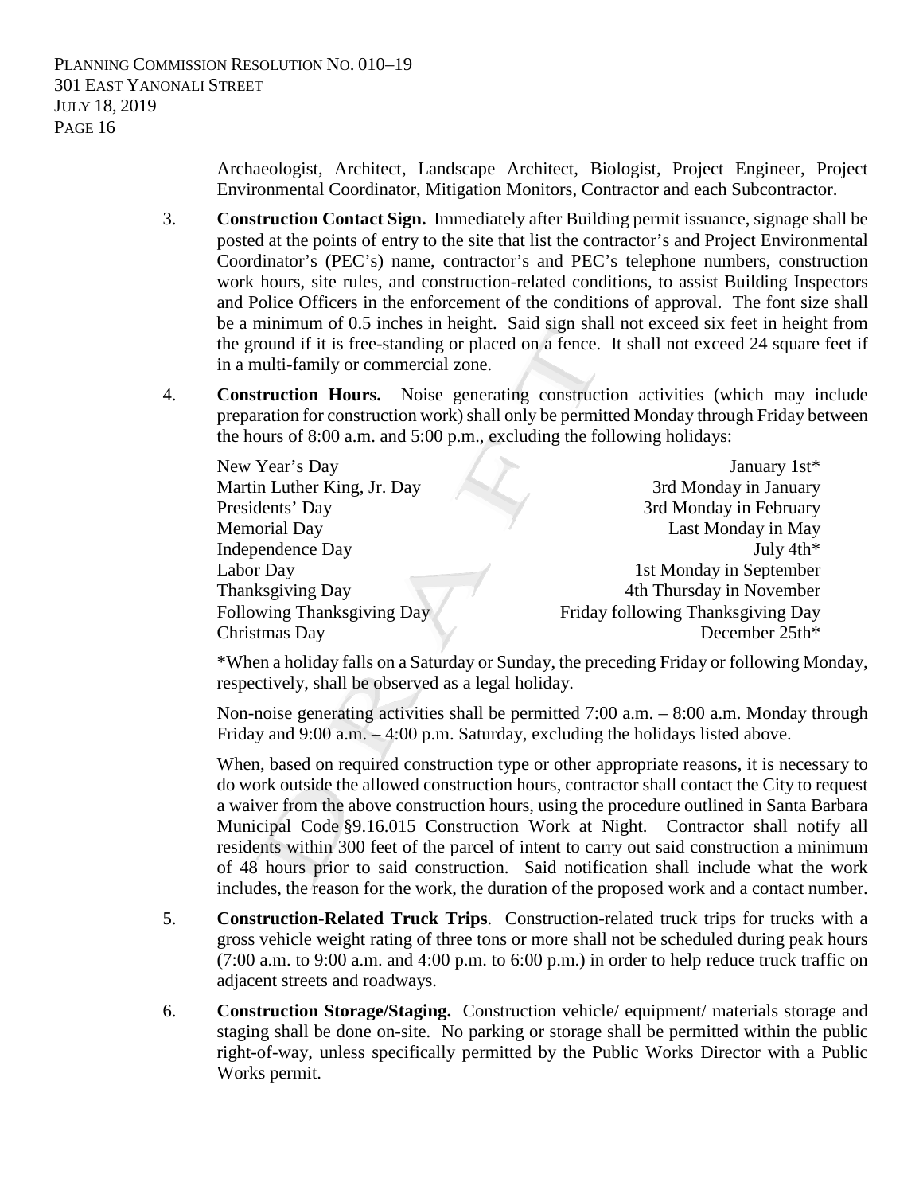Archaeologist, Architect, Landscape Architect, Biologist, Project Engineer, Project Environmental Coordinator, Mitigation Monitors, Contractor and each Subcontractor.

3. **Construction Contact Sign.** Immediately after Building permit issuance, signage shall be posted at the points of entry to the site that list the contractor's and Project Environmental Coordinator's (PEC's) name, contractor's and PEC's telephone numbers, construction work hours, site rules, and construction-related conditions, to assist Building Inspectors and Police Officers in the enforcement of the conditions of approval. The font size shall be a minimum of 0.5 inches in height. Said sign shall not exceed six feet in height from the ground if it is free-standing or placed on a fence. It shall not exceed 24 square feet if in a multi-family or commercial zone.

4. **Construction Hours.** Noise generating construction activities (which may include preparation for construction work) shall only be permitted Monday through Friday between the hours of 8:00 a.m. and 5:00 p.m., excluding the following holidays:

| | |
|---|---|
| New Year's Day | January 1st* |
| Martin Luther King, Jr. Day | 3rd Monday in January |
| Presidents' Day | 3rd Monday in February |
| Memorial Day | Last Monday in May |
| Independence Day | July 4th* |
| Labor Day | 1st Monday in September |
| Thanksgiving Day | 4th Thursday in November |
| Following Thanksgiving Day | Friday following Thanksgiving Day |
| Christmas Day | December 25th* |

*When a holiday falls on a Saturday or Sunday, the preceding Friday or following Monday, respectively, shall be observed as a legal holiday.

Non-noise generating activities shall be permitted 7:00 a.m. – 8:00 a.m. Monday through Friday and 9:00 a.m. – 4:00 p.m. Saturday, excluding the holidays listed above.

When, based on required construction type or other appropriate reasons, it is necessary to do work outside the allowed construction hours, contractor shall contact the City to request a waiver from the above construction hours, using the procedure outlined in Santa Barbara Municipal Code §9.16.015 Construction Work at Night. Contractor shall notify all residents within 300 feet of the parcel of intent to carry out said construction a minimum of 48 hours prior to said construction. Said notification shall include what the work includes, the reason for the work, the duration of the proposed work and a contact number.

5. **Construction-Related Truck Trips**. Construction-related truck trips for trucks with a gross vehicle weight rating of three tons or more shall not be scheduled during peak hours (7:00 a.m. to 9:00 a.m. and 4:00 p.m. to 6:00 p.m.) in order to help reduce truck traffic on adjacent streets and roadways.

6. **Construction Storage/Staging.** Construction vehicle/ equipment/ materials storage and staging shall be done on-site. No parking or storage shall be permitted within the public right-of-way, unless specifically permitted by the Public Works Director with a Public Works permit.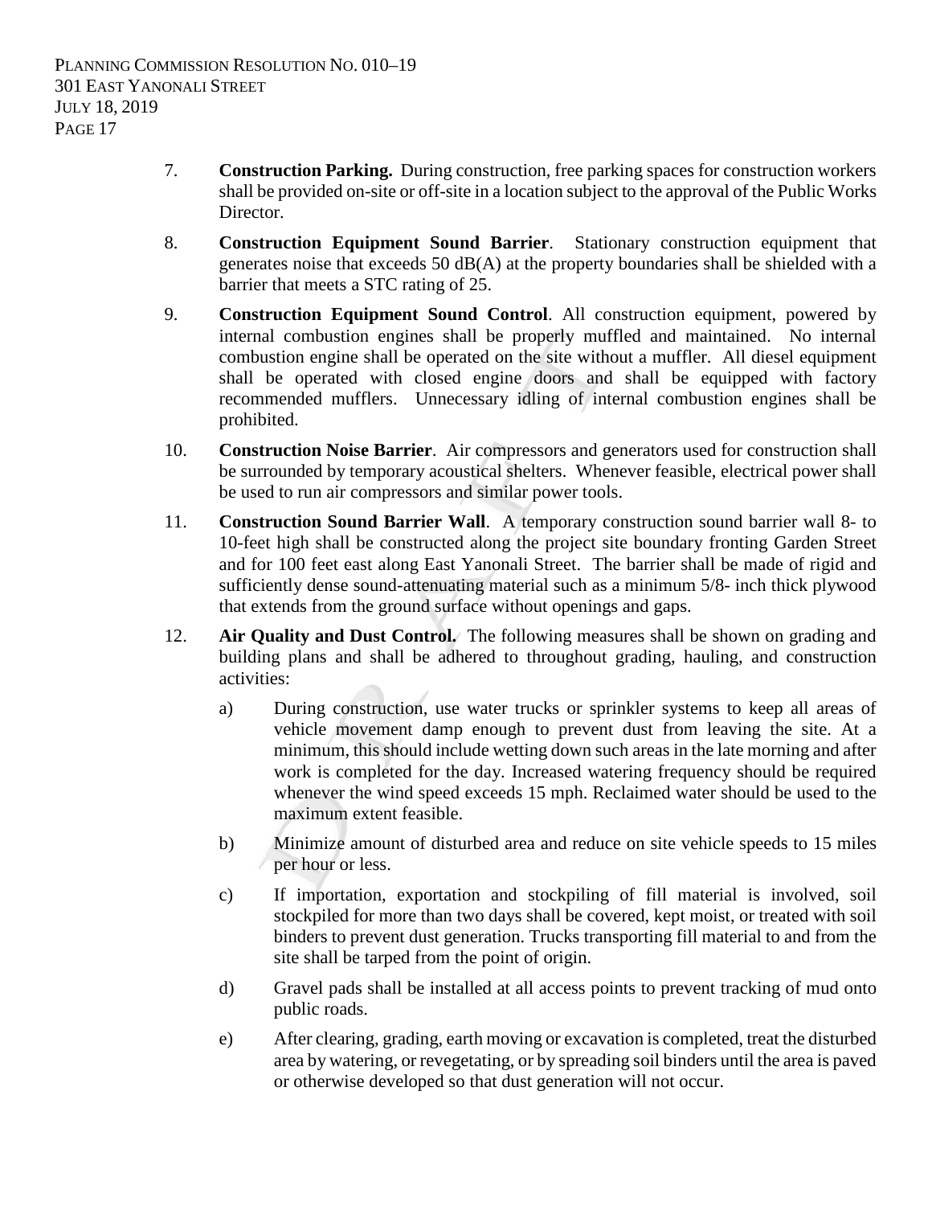7. **Construction Parking.** During construction, free parking spaces for construction workers shall be provided on-site or off-site in a location subject to the approval of the Public Works Director.

8. **Construction Equipment Sound Barrier**. Stationary construction equipment that generates noise that exceeds 50 dB(A) at the property boundaries shall be shielded with a barrier that meets a STC rating of 25.

9. **Construction Equipment Sound Control**. All construction equipment, powered by internal combustion engines shall be properly muffled and maintained. No internal combustion engine shall be operated on the site without a muffler. All diesel equipment shall be operated with closed engine doors and shall be equipped with factory recommended mufflers. Unnecessary idling of internal combustion engines shall be prohibited.

10. **Construction Noise Barrier**. Air compressors and generators used for construction shall be surrounded by temporary acoustical shelters. Whenever feasible, electrical power shall be used to run air compressors and similar power tools.

11. **Construction Sound Barrier Wall**. A temporary construction sound barrier wall 8- to 10-feet high shall be constructed along the project site boundary fronting Garden Street and for 100 feet east along East Yanonali Street. The barrier shall be made of rigid and sufficiently dense sound-attenuating material such as a minimum 5/8- inch thick plywood that extends from the ground surface without openings and gaps.

12. **Air Quality and Dust Control.** The following measures shall be shown on grading and building plans and shall be adhered to throughout grading, hauling, and construction activities:

    a) During construction, use water trucks or sprinkler systems to keep all areas of vehicle movement damp enough to prevent dust from leaving the site. At a minimum, this should include wetting down such areas in the late morning and after work is completed for the day. Increased watering frequency should be required whenever the wind speed exceeds 15 mph. Reclaimed water should be used to the maximum extent feasible.

    b) Minimize amount of disturbed area and reduce on site vehicle speeds to 15 miles per hour or less.

    c) If importation, exportation and stockpiling of fill material is involved, soil stockpiled for more than two days shall be covered, kept moist, or treated with soil binders to prevent dust generation. Trucks transporting fill material to and from the site shall be tarped from the point of origin.

    d) Gravel pads shall be installed at all access points to prevent tracking of mud onto public roads.

    e) After clearing, grading, earth moving or excavation is completed, treat the disturbed area by watering, or revegetating, or by spreading soil binders until the area is paved or otherwise developed so that dust generation will not occur.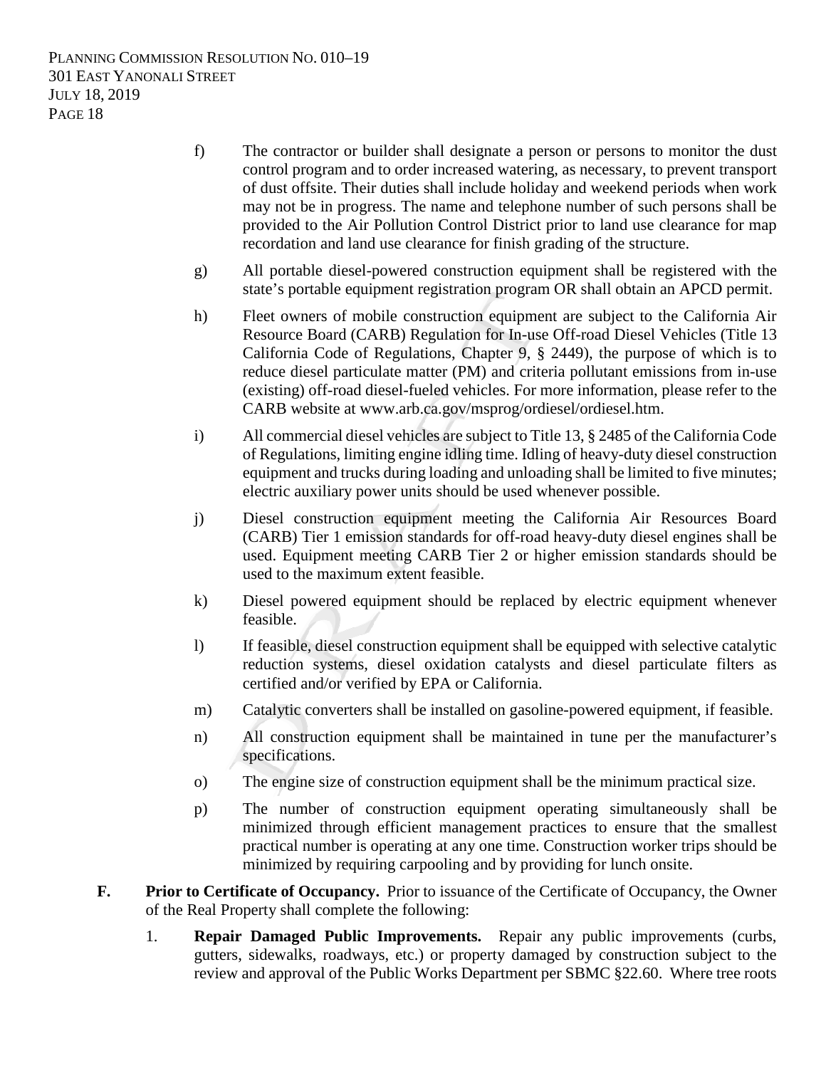f) The contractor or builder shall designate a person or persons to monitor the dust control program and to order increased watering, as necessary, to prevent transport of dust offsite. Their duties shall include holiday and weekend periods when work may not be in progress. The name and telephone number of such persons shall be provided to the Air Pollution Control District prior to land use clearance for map recordation and land use clearance for finish grading of the structure.

g) All portable diesel-powered construction equipment shall be registered with the state's portable equipment registration program OR shall obtain an APCD permit.

h) Fleet owners of mobile construction equipment are subject to the California Air Resource Board (CARB) Regulation for In-use Off-road Diesel Vehicles (Title 13 California Code of Regulations, Chapter 9, § 2449), the purpose of which is to reduce diesel particulate matter (PM) and criteria pollutant emissions from in-use (existing) off-road diesel-fueled vehicles. For more information, please refer to the CARB website at www.arb.ca.gov/msprog/ordiesel/ordiesel.htm.

i) All commercial diesel vehicles are subject to Title 13, § 2485 of the California Code of Regulations, limiting engine idling time. Idling of heavy-duty diesel construction equipment and trucks during loading and unloading shall be limited to five minutes; electric auxiliary power units should be used whenever possible.

j) Diesel construction equipment meeting the California Air Resources Board (CARB) Tier 1 emission standards for off-road heavy-duty diesel engines shall be used. Equipment meeting CARB Tier 2 or higher emission standards should be used to the maximum extent feasible.

k) Diesel powered equipment should be replaced by electric equipment whenever feasible.

l) If feasible, diesel construction equipment shall be equipped with selective catalytic reduction systems, diesel oxidation catalysts and diesel particulate filters as certified and/or verified by EPA or California.

m) Catalytic converters shall be installed on gasoline-powered equipment, if feasible.

n) All construction equipment shall be maintained in tune per the manufacturer's specifications.

o) The engine size of construction equipment shall be the minimum practical size.

p) The number of construction equipment operating simultaneously shall be minimized through efficient management practices to ensure that the smallest practical number is operating at any one time. Construction worker trips should be minimized by requiring carpooling and by providing for lunch onsite.

**F. Prior to Certificate of Occupancy.** Prior to issuance of the Certificate of Occupancy, the Owner of the Real Property shall complete the following:

1. **Repair Damaged Public Improvements.** Repair any public improvements (curbs, gutters, sidewalks, roadways, etc.) or property damaged by construction subject to the review and approval of the Public Works Department per SBMC §22.60. Where tree roots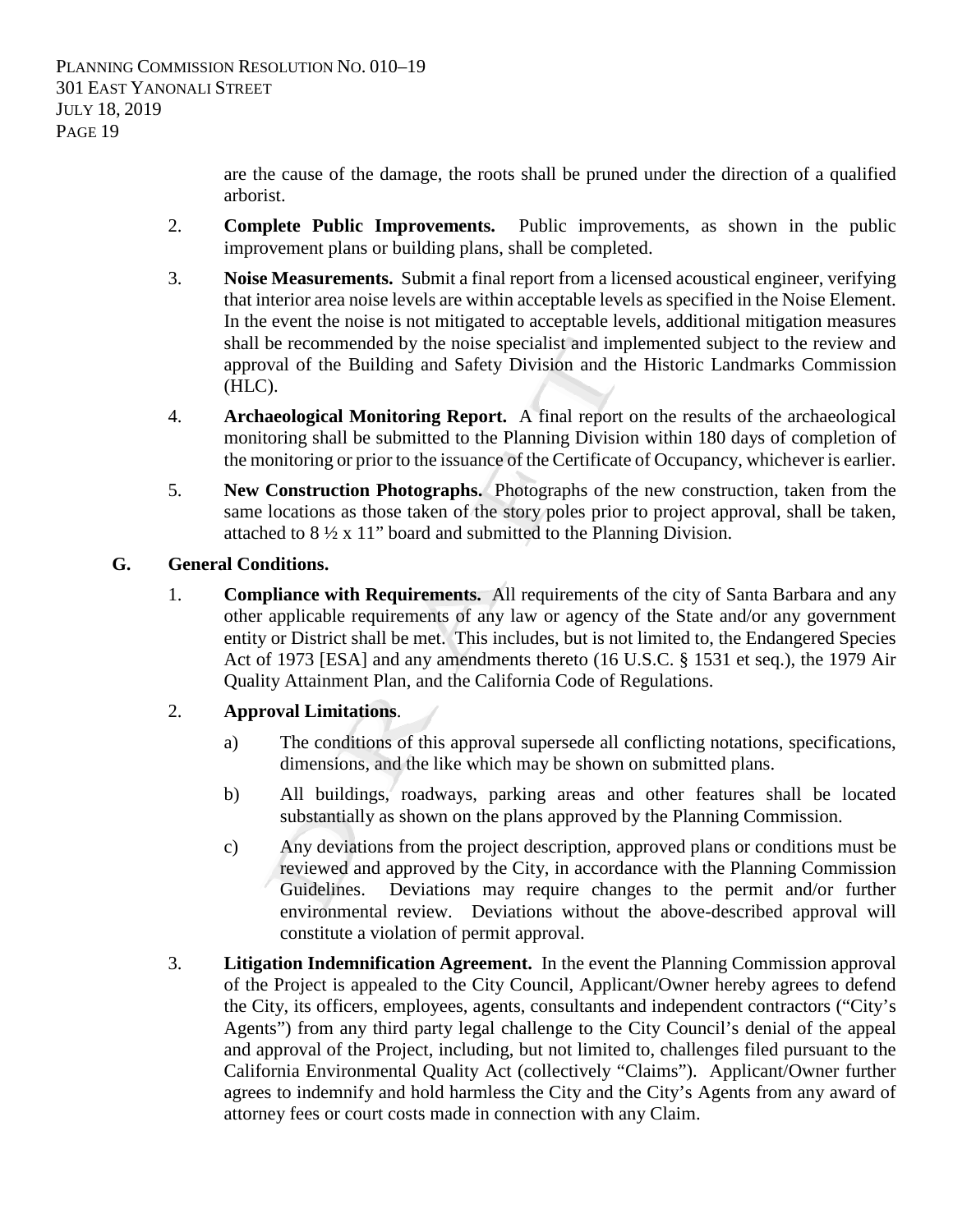are the cause of the damage, the roots shall be pruned under the direction of a qualified arborist.

2. **Complete Public Improvements.** Public improvements, as shown in the public improvement plans or building plans, shall be completed.

3. **Noise Measurements.** Submit a final report from a licensed acoustical engineer, verifying that interior area noise levels are within acceptable levels as specified in the Noise Element. In the event the noise is not mitigated to acceptable levels, additional mitigation measures shall be recommended by the noise specialist and implemented subject to the review and approval of the Building and Safety Division and the Historic Landmarks Commission (HLC).

4. **Archaeological Monitoring Report.** A final report on the results of the archaeological monitoring shall be submitted to the Planning Division within 180 days of completion of the monitoring or prior to the issuance of the Certificate of Occupancy, whichever is earlier.

5. **New Construction Photographs.** Photographs of the new construction, taken from the same locations as those taken of the story poles prior to project approval, shall be taken, attached to 8 ½ x 11" board and submitted to the Planning Division.

**G. General Conditions.**

1. **Compliance with Requirements.** All requirements of the city of Santa Barbara and any other applicable requirements of any law or agency of the State and/or any government entity or District shall be met. This includes, but is not limited to, the Endangered Species Act of 1973 [ESA] and any amendments thereto (16 U.S.C. § 1531 et seq.), the 1979 Air Quality Attainment Plan, and the California Code of Regulations.

2. **Approval Limitations**.

   a) The conditions of this approval supersede all conflicting notations, specifications, dimensions, and the like which may be shown on submitted plans.

   b) All buildings, roadways, parking areas and other features shall be located substantially as shown on the plans approved by the Planning Commission.

   c) Any deviations from the project description, approved plans or conditions must be reviewed and approved by the City, in accordance with the Planning Commission Guidelines. Deviations may require changes to the permit and/or further environmental review. Deviations without the above-described approval will constitute a violation of permit approval.

3. **Litigation Indemnification Agreement.** In the event the Planning Commission approval of the Project is appealed to the City Council, Applicant/Owner hereby agrees to defend the City, its officers, employees, agents, consultants and independent contractors ("City's Agents") from any third party legal challenge to the City Council's denial of the appeal and approval of the Project, including, but not limited to, challenges filed pursuant to the California Environmental Quality Act (collectively "Claims"). Applicant/Owner further agrees to indemnify and hold harmless the City and the City's Agents from any award of attorney fees or court costs made in connection with any Claim.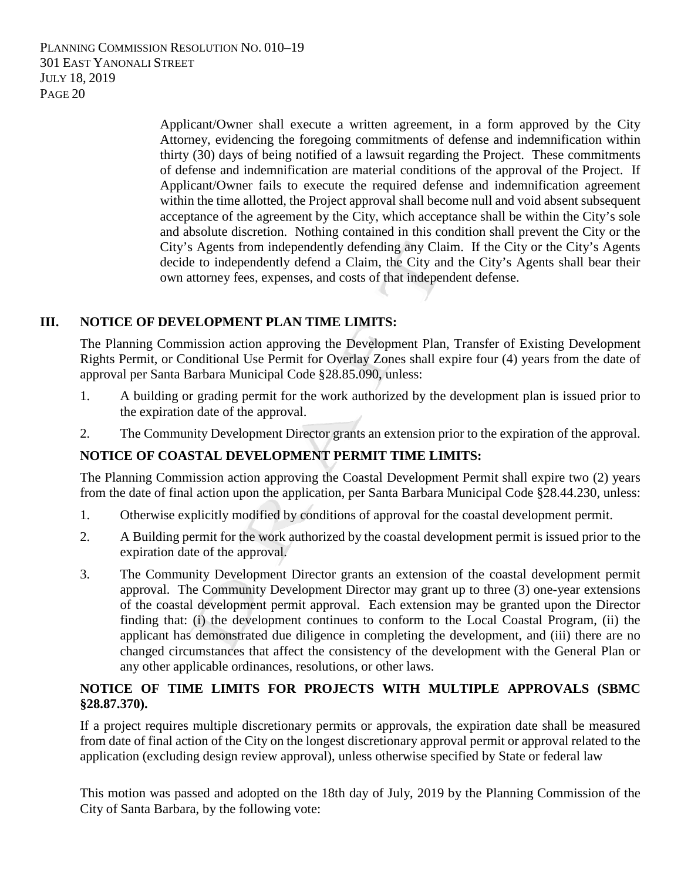Applicant/Owner shall execute a written agreement, in a form approved by the City Attorney, evidencing the foregoing commitments of defense and indemnification within thirty (30) days of being notified of a lawsuit regarding the Project. These commitments of defense and indemnification are material conditions of the approval of the Project. If Applicant/Owner fails to execute the required defense and indemnification agreement within the time allotted, the Project approval shall become null and void absent subsequent acceptance of the agreement by the City, which acceptance shall be within the City's sole and absolute discretion. Nothing contained in this condition shall prevent the City or the City's Agents from independently defending any Claim. If the City or the City's Agents decide to independently defend a Claim, the City and the City's Agents shall bear their own attorney fees, expenses, and costs of that independent defense.

## III. NOTICE OF DEVELOPMENT PLAN TIME LIMITS:

The Planning Commission action approving the Development Plan, Transfer of Existing Development Rights Permit, or Conditional Use Permit for Overlay Zones shall expire four (4) years from the date of approval per Santa Barbara Municipal Code §28.85.090, unless:

1. A building or grading permit for the work authorized by the development plan is issued prior to the expiration date of the approval.
2. The Community Development Director grants an extension prior to the expiration of the approval.

**NOTICE OF COASTAL DEVELOPMENT PERMIT TIME LIMITS:**

The Planning Commission action approving the Coastal Development Permit shall expire two (2) years from the date of final action upon the application, per Santa Barbara Municipal Code §28.44.230, unless:

1. Otherwise explicitly modified by conditions of approval for the coastal development permit.
2. A Building permit for the work authorized by the coastal development permit is issued prior to the expiration date of the approval.
3. The Community Development Director grants an extension of the coastal development permit approval. The Community Development Director may grant up to three (3) one-year extensions of the coastal development permit approval. Each extension may be granted upon the Director finding that: (i) the development continues to conform to the Local Coastal Program, (ii) the applicant has demonstrated due diligence in completing the development, and (iii) there are no changed circumstances that affect the consistency of the development with the General Plan or any other applicable ordinances, resolutions, or other laws.

**NOTICE OF TIME LIMITS FOR PROJECTS WITH MULTIPLE APPROVALS (SBMC §28.87.370).**

If a project requires multiple discretionary permits or approvals, the expiration date shall be measured from date of final action of the City on the longest discretionary approval permit or approval related to the application (excluding design review approval), unless otherwise specified by State or federal law

This motion was passed and adopted on the 18th day of July, 2019 by the Planning Commission of the City of Santa Barbara, by the following vote: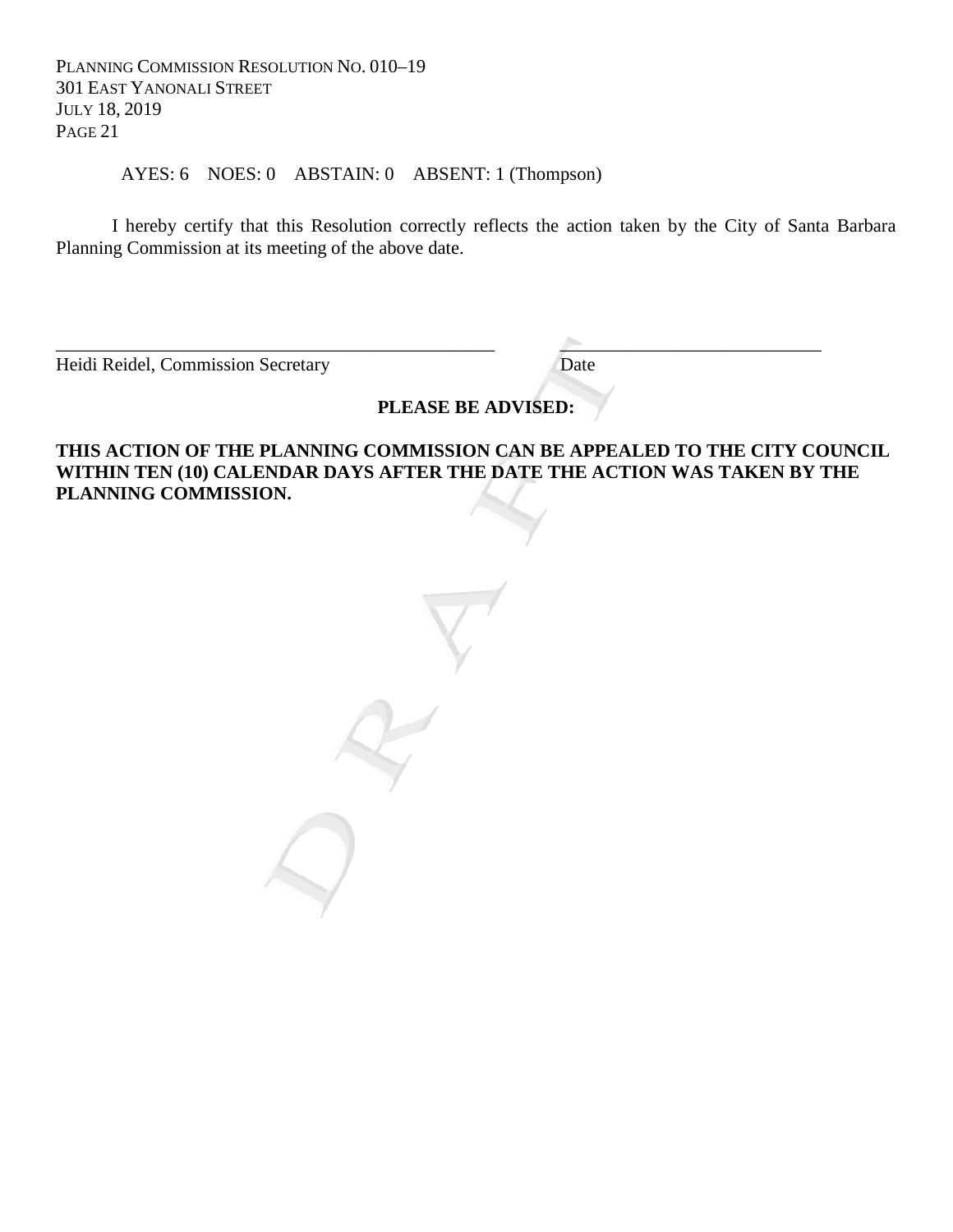AYES: 6 NOES: 0 ABSTAIN: 0 ABSENT: 1 (Thompson)

I hereby certify that this Resolution correctly reflects the action taken by the City of Santa Barbara Planning Commission at its meeting of the above date.

\_\_\_\_\_\_\_\_\_\_\_\_\_\_\_\_\_\_\_\_\_\_\_\_\_\_\_\_\_\_\_\_\_\_\_\_\_\_\_\_\_\_\_\_\_\_\_\_ \_\_\_\_\_\_\_\_\_\_\_\_\_\_\_\_\_\_\_\_\_\_\_\_\_\_\_\_\_\_

Heidi Reidel, Commission Secretary Date

**PLEASE BE ADVISED:**

**THIS ACTION OF THE PLANNING COMMISSION CAN BE APPEALED TO THE CITY COUNCIL WITHIN TEN (10) CALENDAR DAYS AFTER THE DATE THE ACTION WAS TAKEN BY THE PLANNING COMMISSION.**